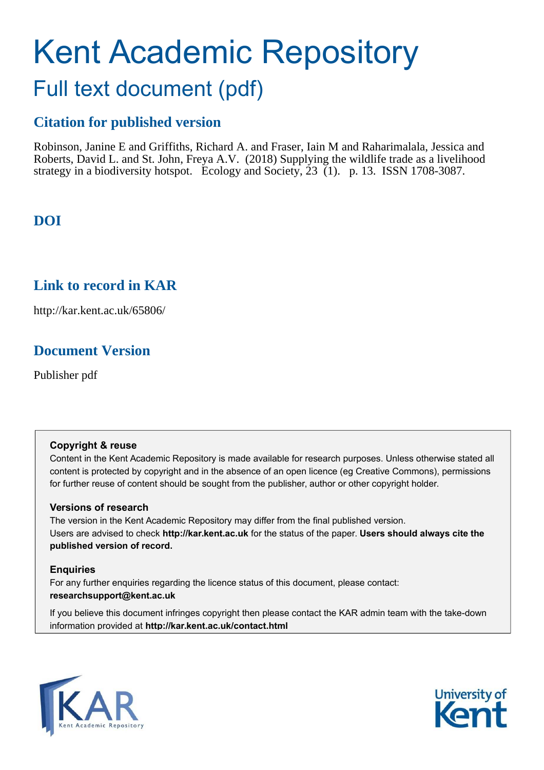# Kent Academic Repository

## Full text document (pdf)

### Citation for published version

Robinson, Janine E and Griffiths, Richard A. and Fraser, Iain M and Raharimalala, Jessica and Roberts, David L. and St. John, Freya A.V. (2018) Supplying the wildlife trade as a livelihood strategy in a biodiversity hotspot. Ecology and Society, 23 (1). p. 13. ISSN 1708-3087.

### DOI

### Link to record in KAR

http://kar.kent.ac.uk/65806/

### Document Version

Publisher pdf

**Copyright & reuse**

Content in the Kent Academic Repository is made available for research purposes. Unless otherwise stated all content is protected by copyright and in the absence of an open licence (eg Creative Commons), permissions for further reuse of content should be sought from the publisher, author or other copyright holder.

**Versions of research**

The version in the Kent Academic Repository may differ from the final published version. Users are advised to check **http://kar.kent.ac.uk** for the status of the paper. **Users should always cite the published version of record.**

**Enquiries**

For any further enquiries regarding the licence status of this document, please contact: **researchsupport@kent.ac.uk**

If you believe this document infringes copyright then please contact the KAR admin team with the take-down information provided at **http://kar.kent.ac.uk/contact.html**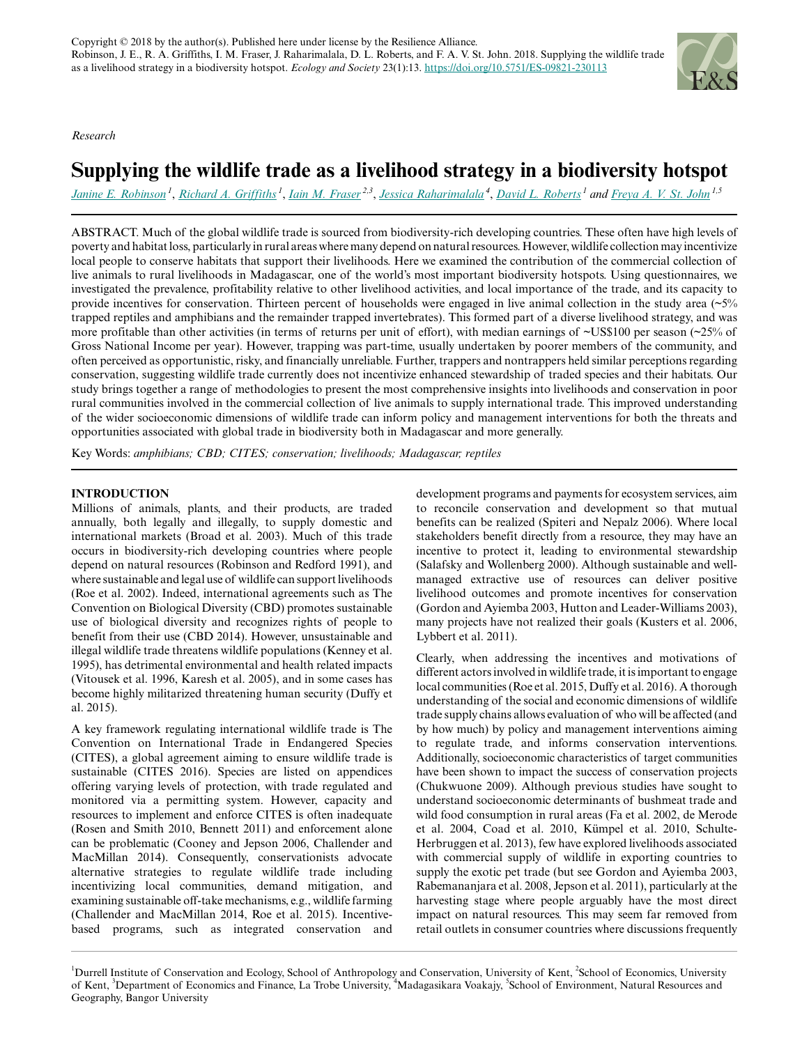*Research*

# Supplying the wildlife trade as a livelihood strategy in a biodiversity hotspot

Janine E. Robinson[1], Richard A. Griffiths[1], Iain M. Fraser[2,3], Jessica Raharimalala[4], David L. Roberts[1] and Freya A. V. St. John[1,5]

ABSTRACT. Much of the global wildlife trade is sourced from biodiversity-rich developing countries. These often have high levels of poverty and habitat loss, particularly in rural areas where many depend on natural resources. However, wildlife collection may incentivize local people to conserve habitats that support their livelihoods. Here we examined the contribution of the commercial collection of live animals to rural livelihoods in Madagascar, one of the world's most important biodiversity hotspots. Using questionnaires, we investigated the prevalence, profitability relative to other livelihood activities, and local importance of the trade, and its capacity to provide incentives for conservation. Thirteen percent of households were engaged in live animal collection in the study area (~5% trapped reptiles and amphibians and the remainder trapped invertebrates). This formed part of a diverse livelihood strategy, and was more profitable than other activities (in terms of returns per unit of effort), with median earnings of ~US$100 per season (~25% of Gross National Income per year). However, trapping was part-time, usually undertaken by poorer members of the community, and often perceived as opportunistic, risky, and financially unreliable. Further, trappers and nontrappers held similar perceptions regarding conservation, suggesting wildlife trade currently does not incentivize enhanced stewardship of traded species and their habitats. Our study brings together a range of methodologies to present the most comprehensive insights into livelihoods and conservation in poor rural communities involved in the commercial collection of live animals to supply international trade. This improved understanding of the wider socioeconomic dimensions of wildlife trade can inform policy and management interventions for both the threats and opportunities associated with global trade in biodiversity both in Madagascar and more generally.

Key Words: *amphibians; CBD; CITES; conservation; livelihoods; Madagascar; reptiles*

## INTRODUCTION

Millions of animals, plants, and their products, are traded annually, both legally and illegally, to supply domestic and international markets (Broad et al. 2003). Much of this trade occurs in biodiversity-rich developing countries where people depend on natural resources (Robinson and Redford 1991), and where sustainable and legal use of wildlife can support livelihoods (Roe et al. 2002). Indeed, international agreements such as The Convention on Biological Diversity (CBD) promotes sustainable use of biological diversity and recognizes rights of people to benefit from their use (CBD 2014). However, unsustainable and illegal wildlife trade threatens wildlife populations (Kenney et al. 1995), has detrimental environmental and health related impacts (Vitousek et al. 1996, Karesh et al. 2005), and in some cases has become highly militarized threatening human security (Duffy et al. 2015).

A key framework regulating international wildlife trade is The Convention on International Trade in Endangered Species (CITES), a global agreement aiming to ensure wildlife trade is sustainable (CITES 2016). Species are listed on appendices offering varying levels of protection, with trade regulated and monitored via a permitting system. However, capacity and resources to implement and enforce CITES is often inadequate (Rosen and Smith 2010, Bennett 2011) and enforcement alone can be problematic (Cooney and Jepson 2006, Challender and MacMillan 2014). Consequently, conservationists advocate alternative strategies to regulate wildlife trade including incentivizing local communities, demand mitigation, and examining sustainable off-take mechanisms, e.g., wildlife farming (Challender and MacMillan 2014, Roe et al. 2015). Incentive-based programs, such as integrated conservation and development programs and payments for ecosystem services, aim to reconcile conservation and development so that mutual benefits can be realized (Spiteri and Nepalz 2006). Where local stakeholders benefit directly from a resource, they may have an incentive to protect it, leading to environmental stewardship (Salafsky and Wollenberg 2000). Although sustainable and well-managed extractive use of resources can deliver positive livelihood outcomes and promote incentives for conservation (Gordon and Ayiemba 2003, Hutton and Leader-Williams 2003), many projects have not realized their goals (Kusters et al. 2006, Lybbert et al. 2011).

Clearly, when addressing the incentives and motivations of different actors involved in wildlife trade, it is important to engage local communities (Roe et al. 2015, Duffy et al. 2016). A thorough understanding of the social and economic dimensions of wildlife trade supply chains allows evaluation of who will be affected (and by how much) by policy and management interventions aiming to regulate trade, and informs conservation interventions. Additionally, socioeconomic characteristics of target communities have been shown to impact the success of conservation projects (Chukwuone 2009). Although previous studies have sought to understand socioeconomic determinants of bushmeat trade and wild food consumption in rural areas (Fa et al. 2002, de Merode et al. 2004, Coad et al. 2010, Kümpel et al. 2010, Schulte-Herbruggen et al. 2013), few have explored livelihoods associated with commercial supply of wildlife in exporting countries to supply the exotic pet trade (but see Gordon and Ayiemba 2003, Rabemananjara et al. 2008, Jepson et al. 2011), particularly at the harvesting stage where people arguably have the most direct impact on natural resources. This may seem far removed from retail outlets in consumer countries where discussions frequently

[1]Durrell Institute of Conservation and Ecology, School of Anthropology and Conservation, University of Kent, [2]School of Economics, University of Kent, [3]Department of Economics and Finance, La Trobe University, [4]Madagasikara Voakajy, [5]School of Environment, Natural Resources and Geography, Bangor University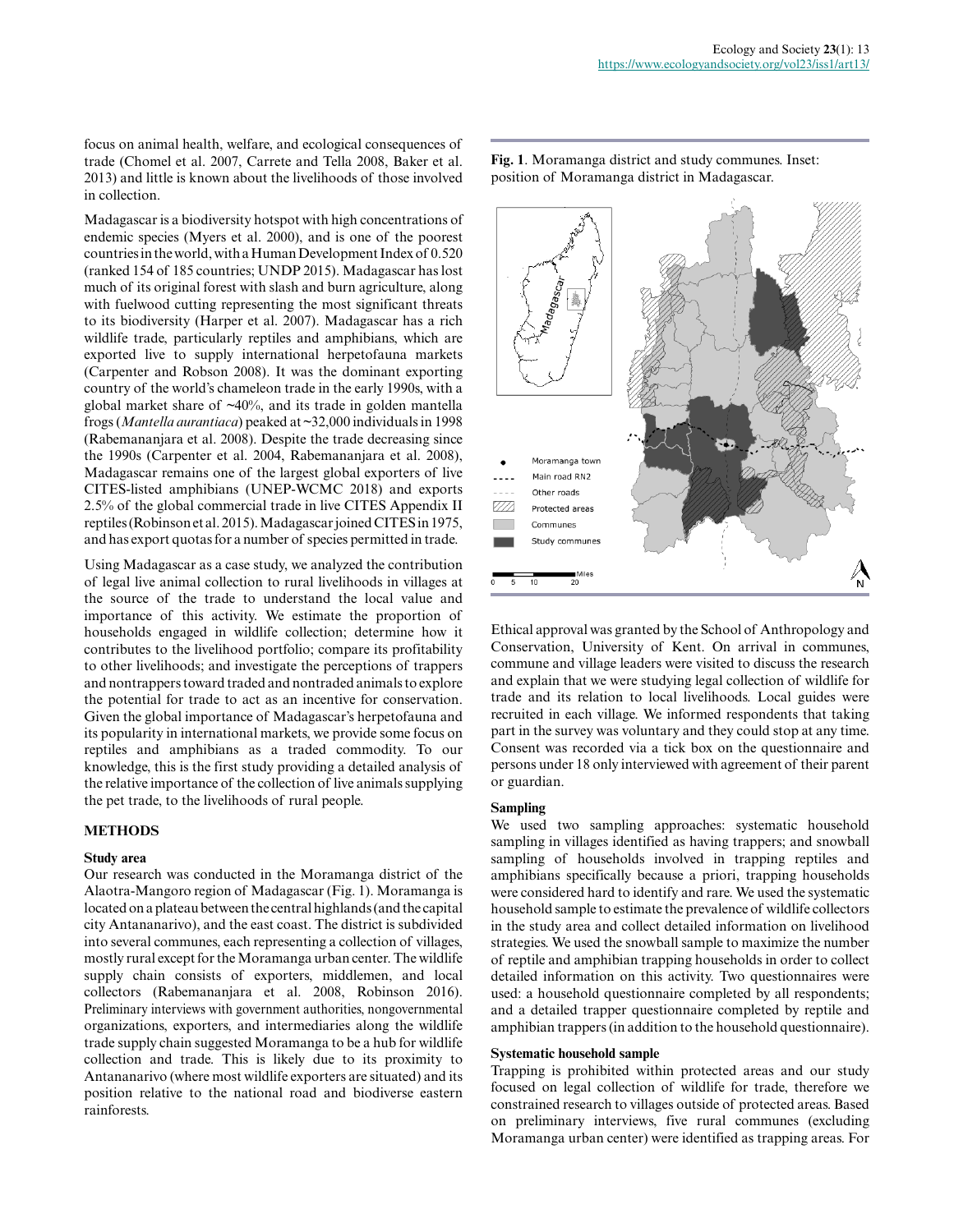focus on animal health, welfare, and ecological consequences of trade (Chomel et al. 2007, Carrete and Tella 2008, Baker et al. 2013) and little is known about the livelihoods of those involved in collection.

Madagascar is a biodiversity hotspot with high concentrations of endemic species (Myers et al. 2000), and is one of the poorest countries in the world, with a Human Development Index of 0.520 (ranked 154 of 185 countries; UNDP 2015). Madagascar has lost much of its original forest with slash and burn agriculture, along with fuelwood cutting representing the most significant threats to its biodiversity (Harper et al. 2007). Madagascar has a rich wildlife trade, particularly reptiles and amphibians, which are exported live to supply international herpetofauna markets (Carpenter and Robson 2008). It was the dominant exporting country of the world's chameleon trade in the early 1990s, with a global market share of ~40%, and its trade in golden mantella frogs (*Mantella aurantiaca*) peaked at ~32,000 individuals in 1998 (Rabemananjara et al. 2008). Despite the trade decreasing since the 1990s (Carpenter et al. 2004, Rabemananjara et al. 2008), Madagascar remains one of the largest global exporters of live CITES-listed amphibians (UNEP-WCMC 2018) and exports 2.5% of the global commercial trade in live CITES Appendix II reptiles (Robinson et al. 2015). Madagascar joined CITES in 1975, and has export quotas for a number of species permitted in trade.

Using Madagascar as a case study, we analyzed the contribution of legal live animal collection to rural livelihoods in villages at the source of the trade to understand the local value and importance of this activity. We estimate the proportion of households engaged in wildlife collection; determine how it contributes to the livelihood portfolio; compare its profitability to other livelihoods; and investigate the perceptions of trappers and nontrappers toward traded and nontraded animals to explore the potential for trade to act as an incentive for conservation. Given the global importance of Madagascar's herpetofauna and its popularity in international markets, we provide some focus on reptiles and amphibians as a traded commodity. To our knowledge, this is the first study providing a detailed analysis of the relative importance of the collection of live animals supplying the pet trade, to the livelihoods of rural people.

## METHODS

### Study area

Our research was conducted in the Moramanga district of the Alaotra-Mangoro region of Madagascar (Fig. 1). Moramanga is located on a plateau between the central highlands (and the capital city Antananarivo), and the east coast. The district is subdivided into several communes, each representing a collection of villages, mostly rural except for the Moramanga urban center. The wildlife supply chain consists of exporters, middlemen, and local collectors (Rabemananjara et al. 2008, Robinson 2016). Preliminary interviews with government authorities, nongovernmental organizations, exporters, and intermediaries along the wildlife trade supply chain suggested Moramanga to be a hub for wildlife collection and trade. This is likely due to its proximity to Antananarivo (where most wildlife exporters are situated) and its position relative to the national road and biodiverse eastern rainforests.

**Fig. 1**. Moramanga district and study communes. Inset: position of Moramanga district in Madagascar.

Madagascar

Moramanga town
Main road RN2
Other roads
Protected areas
Communes
Study communes

0 5 10 20 Miles

N

Ethical approval was granted by the School of Anthropology and Conservation, University of Kent. On arrival in communes, commune and village leaders were visited to discuss the research and explain that we were studying legal collection of wildlife for trade and its relation to local livelihoods. Local guides were recruited in each village. We informed respondents that taking part in the survey was voluntary and they could stop at any time. Consent was recorded via a tick box on the questionnaire and persons under 18 only interviewed with agreement of their parent or guardian.

### Sampling

We used two sampling approaches: systematic household sampling in villages identified as having trappers; and snowball sampling of households involved in trapping reptiles and amphibians specifically because a priori, trapping households were considered hard to identify and rare. We used the systematic household sample to estimate the prevalence of wildlife collectors in the study area and collect detailed information on livelihood strategies. We used the snowball sample to maximize the number of reptile and amphibian trapping households in order to collect detailed information on this activity. Two questionnaires were used: a household questionnaire completed by all respondents; and a detailed trapper questionnaire completed by reptile and amphibian trappers (in addition to the household questionnaire).

### Systematic household sample

Trapping is prohibited within protected areas and our study focused on legal collection of wildlife for trade, therefore we constrained research to villages outside of protected areas. Based on preliminary interviews, five rural communes (excluding Moramanga urban center) were identified as trapping areas. For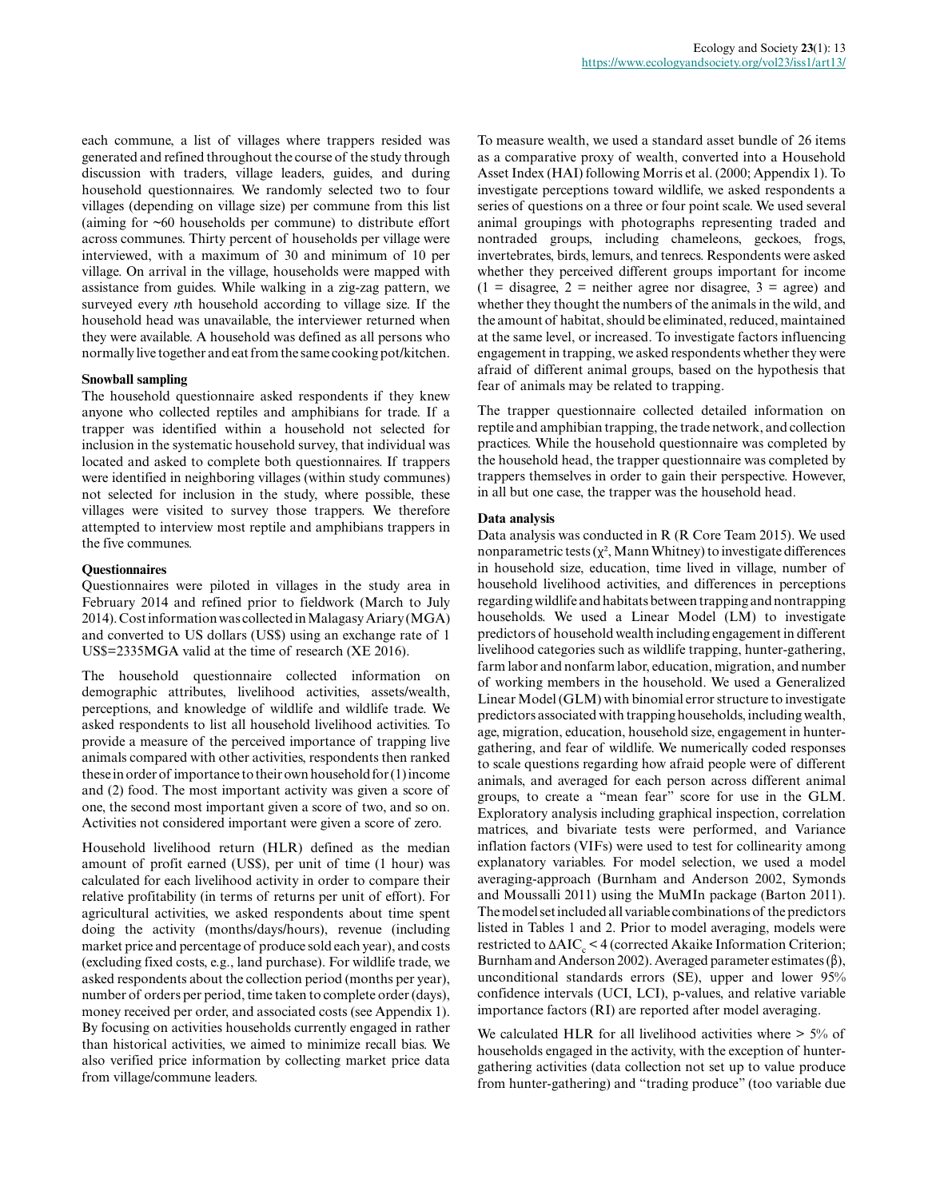each commune, a list of villages where trappers resided was generated and refined throughout the course of the study through discussion with traders, village leaders, guides, and during household questionnaires. We randomly selected two to four villages (depending on village size) per commune from this list (aiming for ~60 households per commune) to distribute effort across communes. Thirty percent of households per village were interviewed, with a maximum of 30 and minimum of 10 per village. On arrival in the village, households were mapped with assistance from guides. While walking in a zig-zag pattern, we surveyed every *n*th household according to village size. If the household head was unavailable, the interviewer returned when they were available. A household was defined as all persons who normally live together and eat from the same cooking pot/kitchen.

**Snowball sampling**

The household questionnaire asked respondents if they knew anyone who collected reptiles and amphibians for trade. If a trapper was identified within a household not selected for inclusion in the systematic household survey, that individual was located and asked to complete both questionnaires. If trappers were identified in neighboring villages (within study communes) not selected for inclusion in the study, where possible, these villages were visited to survey those trappers. We therefore attempted to interview most reptile and amphibians trappers in the five communes.

**Questionnaires**

Questionnaires were piloted in villages in the study area in February 2014 and refined prior to fieldwork (March to July 2014). Cost information was collected in Malagasy Ariary (MGA) and converted to US dollars (US$) using an exchange rate of 1 US$=2335MGA valid at the time of research (XE 2016).

The household questionnaire collected information on demographic attributes, livelihood activities, assets/wealth, perceptions, and knowledge of wildlife and wildlife trade. We asked respondents to list all household livelihood activities. To provide a measure of the perceived importance of trapping live animals compared with other activities, respondents then ranked these in order of importance to their own household for (1) income and (2) food. The most important activity was given a score of one, the second most important given a score of two, and so on. Activities not considered important were given a score of zero.

Household livelihood return (HLR) defined as the median amount of profit earned (US$), per unit of time (1 hour) was calculated for each livelihood activity in order to compare their relative profitability (in terms of returns per unit of effort). For agricultural activities, we asked respondents about time spent doing the activity (months/days/hours), revenue (including market price and percentage of produce sold each year), and costs (excluding fixed costs, e.g., land purchase). For wildlife trade, we asked respondents about the collection period (months per year), number of orders per period, time taken to complete order (days), money received per order, and associated costs (see Appendix 1). By focusing on activities households currently engaged in rather than historical activities, we aimed to minimize recall bias. We also verified price information by collecting market price data from village/commune leaders.

To measure wealth, we used a standard asset bundle of 26 items as a comparative proxy of wealth, converted into a Household Asset Index (HAI) following Morris et al. (2000; Appendix 1). To investigate perceptions toward wildlife, we asked respondents a series of questions on a three or four point scale. We used several animal groupings with photographs representing traded and nontraded groups, including chameleons, geckoes, frogs, invertebrates, birds, lemurs, and tenrecs. Respondents were asked whether they perceived different groups important for income (1 = disagree, 2 = neither agree nor disagree, 3 = agree) and whether they thought the numbers of the animals in the wild, and the amount of habitat, should be eliminated, reduced, maintained at the same level, or increased. To investigate factors influencing engagement in trapping, we asked respondents whether they were afraid of different animal groups, based on the hypothesis that fear of animals may be related to trapping.

The trapper questionnaire collected detailed information on reptile and amphibian trapping, the trade network, and collection practices. While the household questionnaire was completed by the household head, the trapper questionnaire was completed by trappers themselves in order to gain their perspective. However, in all but one case, the trapper was the household head.

**Data analysis**

Data analysis was conducted in R (R Core Team 2015). We used nonparametric tests ($\chi^2$, Mann Whitney) to investigate differences in household size, education, time lived in village, number of household livelihood activities, and differences in perceptions regarding wildlife and habitats between trapping and nontrapping households. We used a Linear Model (LM) to investigate predictors of household wealth including engagement in different livelihood categories such as wildlife trapping, hunter-gathering, farm labor and nonfarm labor, education, migration, and number of working members in the household. We used a Generalized Linear Model (GLM) with binomial error structure to investigate predictors associated with trapping households, including wealth, age, migration, education, household size, engagement in hunter-gathering, and fear of wildlife. We numerically coded responses to scale questions regarding how afraid people were of different animals, and averaged for each person across different animal groups, to create a "mean fear" score for use in the GLM. Exploratory analysis including graphical inspection, correlation matrices, and bivariate tests were performed, and Variance inflation factors (VIFs) were used to test for collinearity among explanatory variables. For model selection, we used a model averaging-approach (Burnham and Anderson 2002, Symonds and Moussalli 2011) using the MuMIn package (Barton 2011). The model set included all variable combinations of the predictors listed in Tables 1 and 2. Prior to model averaging, models were restricted to $\Delta AIC_c < 4$ (corrected Akaike Information Criterion; Burnham and Anderson 2002). Averaged parameter estimates ($\beta$), unconditional standards errors (SE), upper and lower 95% confidence intervals (UCI, LCI), p-values, and relative variable importance factors (RI) are reported after model averaging.

We calculated HLR for all livelihood activities where > 5% of households engaged in the activity, with the exception of hunter-gathering activities (data collection not set up to value produce from hunter-gathering) and "trading produce" (too variable due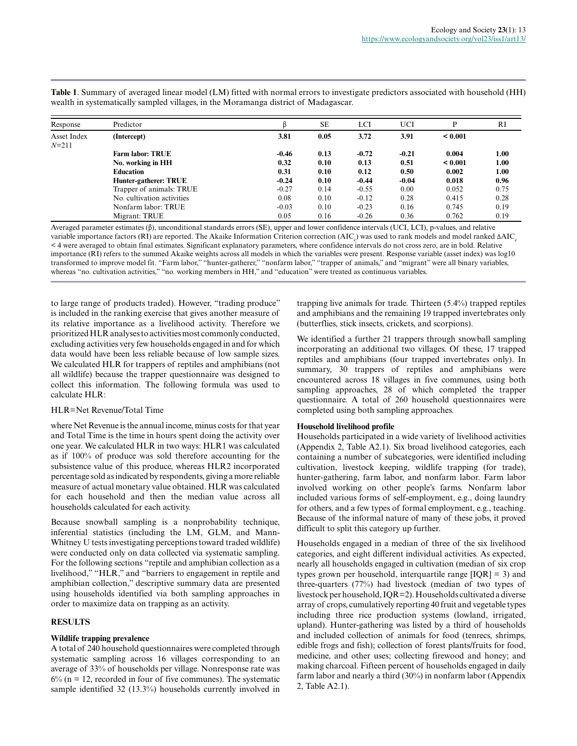**Table 1**. Summary of averaged linear model (LM) fitted with normal errors to investigate predictors associated with household (HH) wealth in systematically sampled villages, in the Moramanga district of Madagascar.

| Response | Predictor | β | SE | LCI | UCI | P | RI |
|---|---|---|---|---|---|---|---|
| Asset Index *N*=211 | **(Intercept)** | **3.81** | **0.05** | **3.72** | **3.91** | **< 0.001** | |
| | **Farm labor: TRUE** | **-0.46** | **0.13** | **-0.72** | **-0.21** | **0.004** | **1.00** |
| | **No. working in HH** | **0.32** | **0.10** | **0.13** | **0.51** | **< 0.001** | **1.00** |
| | **Education** | **0.31** | **0.10** | **0.12** | **0.50** | **0.002** | **1.00** |
| | **Hunter-gatherer: TRUE** | **-0.24** | **0.10** | **-0.44** | **-0.04** | **0.018** | **0.96** |
| | Trapper of animals: TRUE | -0.27 | 0.14 | -0.55 | 0.00 | 0.052 | 0.75 |
| | No. cultivation activities | 0.08 | 0.10 | -0.12 | 0.28 | 0.415 | 0.28 |
| | Nonfarm labor: TRUE | -0.03 | 0.10 | -0.23 | 0.16 | 0.745 | 0.19 |
| | Migrant: TRUE | 0.05 | 0.16 | -0.26 | 0.36 | 0.762 | 0.19 |

Averaged parameter estimates (β), unconditional standards errors (SE), upper and lower confidence intervals (UCI, LCI), p-values, and relative variable importance factors (RI) are reported. The Akaike Information Criterion correction ($AIC_c$) was used to rank models and model ranked $\Delta AIC_c$ < 4 were averaged to obtain final estimates. Significant explanatory parameters, where confidence intervals do not cross zero, are in bold. Relative importance (RI) refers to the summed Akaike weights across all models in which the variables were present. Response variable (asset index) was log10 transformed to improve model fit. "Farm labor," "hunter-gatherer," "nonfarm labor," "trapper of animals," and "migrant" were all binary variables, whereas "no. cultivation activities," "no. working members in HH," and "education" were treated as continuous variables.

to large range of products traded). However, "trading produce" is included in the ranking exercise that gives another measure of its relative importance as a livelihood activity. Therefore we prioritized HLR analyses to activities most commonly conducted, excluding activities very few households engaged in and for which data would have been less reliable because of low sample sizes. We calculated HLR for trappers of reptiles and amphibians (not all wildlife) because the trapper questionnaire was designed to collect this information. The following formula was used to calculate HLR:

HLR=Net Revenue/Total Time

where Net Revenue is the annual income, minus costs for that year and Total Time is the time in hours spent doing the activity over one year. We calculated HLR in two ways: HLR1 was calculated as if 100% of produce was sold therefore accounting for the subsistence value of this produce, whereas HLR2 incorporated percentage sold as indicated by respondents, giving a more reliable measure of actual monetary value obtained. HLR was calculated for each household and then the median value across all households calculated for each activity.

Because snowball sampling is a nonprobability technique, inferential statistics (including the LM, GLM, and Mann-Whitney U tests investigating perceptions toward traded wildlife) were conducted only on data collected via systematic sampling. For the following sections "reptile and amphibian collection as a livelihood," "HLR," and "barriers to engagement in reptile and amphibian collection," descriptive summary data are presented using households identified via both sampling approaches in order to maximize data on trapping as an activity.

## RESULTS

### Wildlife trapping prevalence

A total of 240 household questionnaires were completed through systematic sampling across 16 villages corresponding to an average of 33% of households per village. Nonresponse rate was 6% (n = 12, recorded in four of five communes). The systematic sample identified 32 (13.3%) households currently involved in trapping live animals for trade. Thirteen (5.4%) trapped reptiles and amphibians and the remaining 19 trapped invertebrates only (butterflies, stick insects, crickets, and scorpions).

We identified a further 21 trappers through snowball sampling incorporating an additional two villages. Of these, 17 trapped reptiles and amphibians (four trapped invertebrates only). In summary, 30 trappers of reptiles and amphibians were encountered across 18 villages in five communes, using both sampling approaches, 28 of which completed the trapper questionnaire. A total of 260 household questionnaires were completed using both sampling approaches.

### Household livelihood profile

Households participated in a wide variety of livelihood activities (Appendix 2, Table A2.1). Six broad livelihood categories, each containing a number of subcategories, were identified including cultivation, livestock keeping, wildlife trapping (for trade), hunter-gathering, farm labor, and nonfarm labor. Farm labor involved working on other people's farms. Nonfarm labor included various forms of self-employment, e.g., doing laundry for others, and a few types of formal employment, e.g., teaching. Because of the informal nature of many of these jobs, it proved difficult to split this category up further.

Households engaged in a median of three of the six livelihood categories, and eight different individual activities. As expected, nearly all households engaged in cultivation (median of six crop types grown per household, interquartile range [IQR] = 3) and three-quarters (77%) had livestock (median of two types of livestock per household, IQR=2). Households cultivated a diverse array of crops, cumulatively reporting 40 fruit and vegetable types including three rice production systems (lowland, irrigated, upland). Hunter-gathering was listed by a third of households and included collection of animals for food (tenrecs, shrimps, edible frogs and fish); collection of forest plants/fruits for food, medicine, and other uses; collecting firewood and honey; and making charcoal. Fifteen percent of households engaged in daily farm labor and nearly a third (30%) in nonfarm labor (Appendix 2, Table A2.1).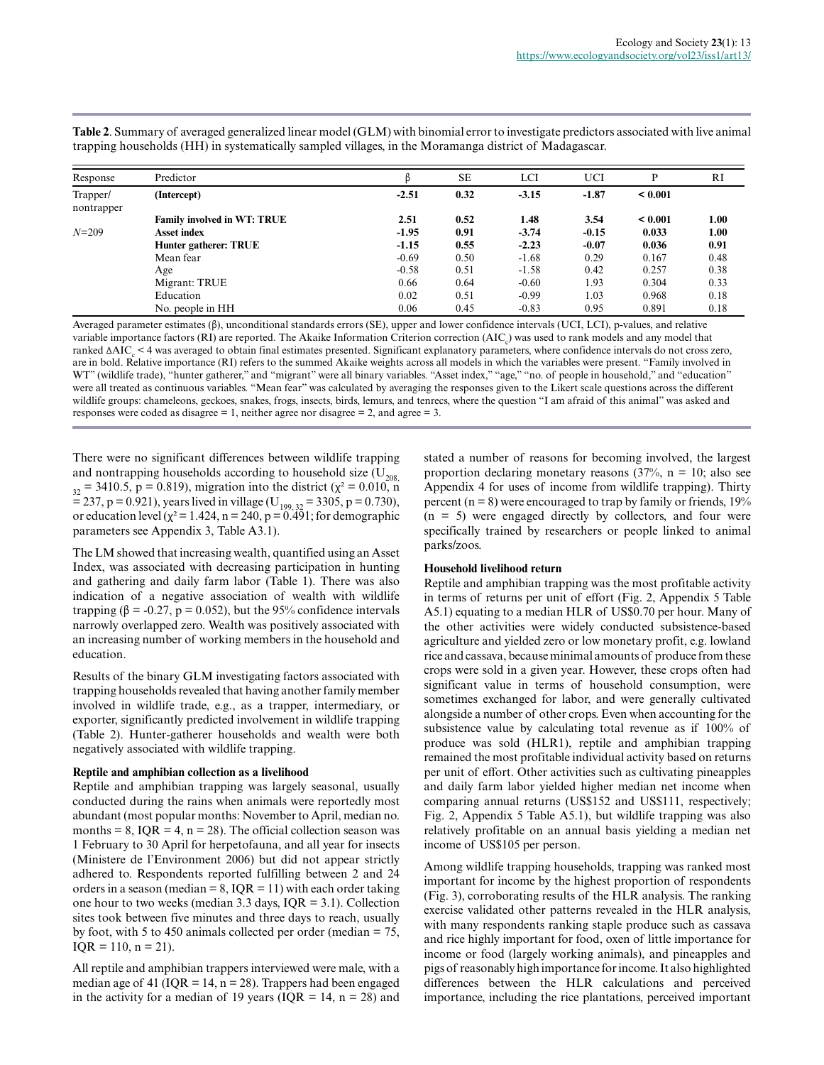**Table 2**. Summary of averaged generalized linear model (GLM) with binomial error to investigate predictors associated with live animal trapping households (HH) in systematically sampled villages, in the Moramanga district of Madagascar.

| Response | Predictor | β | SE | LCI | UCI | P | RI |
|---|---|---|---|---|---|---|---|
| Trapper/ nontrapper | **(Intercept)** | **-2.51** | **0.32** | **-3.15** | **-1.87** | **< 0.001** | |
| | **Family involved in WT: TRUE** | **2.51** | **0.52** | **1.48** | **3.54** | **< 0.001** | **1.00** |
| *N*=209 | **Asset index** | **-1.95** | **0.91** | **-3.74** | **-0.15** | **0.033** | **1.00** |
| | **Hunter gatherer: TRUE** | **-1.15** | **0.55** | **-2.23** | **-0.07** | **0.036** | **0.91** |
| | Mean fear | -0.69 | 0.50 | -1.68 | 0.29 | 0.167 | 0.48 |
| | Age | -0.58 | 0.51 | -1.58 | 0.42 | 0.257 | 0.38 |
| | Migrant: TRUE | 0.66 | 0.64 | -0.60 | 1.93 | 0.304 | 0.33 |
| | Education | 0.02 | 0.51 | -0.99 | 1.03 | 0.968 | 0.18 |
| | No. people in HH | 0.06 | 0.45 | -0.83 | 0.95 | 0.891 | 0.18 |

Averaged parameter estimates (β), unconditional standards errors (SE), upper and lower confidence intervals (UCI, LCI), p-values, and relative variable importance factors (RI) are reported. The Akaike Information Criterion correction ($AIC_c$) was used to rank models and any model that ranked $\Delta AIC_c < 4$ was averaged to obtain final estimates presented. Significant explanatory parameters, where confidence intervals do not cross zero, are in bold. Relative importance (RI) refers to the summed Akaike weights across all models in which the variables were present. "Family involved in WT" (wildlife trade), "hunter gatherer," and "migrant" were all binary variables. "Asset index," "age," "no. of people in household," and "education" were all treated as continuous variables. "Mean fear" was calculated by averaging the responses given to the Likert scale questions across the different wildlife groups: chameleons, geckoes, snakes, frogs, insects, birds, lemurs, and tenrecs, where the question "I am afraid of this animal" was asked and responses were coded as disagree = 1, neither agree nor disagree = 2, and agree = 3.

There were no significant differences between wildlife trapping and nontrapping households according to household size ($U_{208, 32} = 3410.5$, $p = 0.819$), migration into the district ($\chi^2 = 0.010$, $n = 237$, $p = 0.921$), years lived in village ($U_{199, 32} = 3305$, $p = 0.730$), or education level ($\chi^2 = 1.424$, $n = 240$, $p = 0.491$; for demographic parameters see Appendix 3, Table A3.1).

The LM showed that increasing wealth, quantified using an Asset Index, was associated with decreasing participation in hunting and gathering and daily farm labor (Table 1). There was also indication of a negative association of wealth with wildlife trapping ($\beta = -0.27$, $p = 0.052$), but the 95% confidence intervals narrowly overlapped zero. Wealth was positively associated with an increasing number of working members in the household and education.

Results of the binary GLM investigating factors associated with trapping households revealed that having another family member involved in wildlife trade, e.g., as a trapper, intermediary, or exporter, significantly predicted involvement in wildlife trapping (Table 2). Hunter-gatherer households and wealth were both negatively associated with wildlife trapping.

### Reptile and amphibian collection as a livelihood

Reptile and amphibian trapping was largely seasonal, usually conducted during the rains when animals were reportedly most abundant (most popular months: November to April, median no. months = 8, IQR = 4, n = 28). The official collection season was 1 February to 30 April for herpetofauna, and all year for insects (Ministere de l'Environment 2006) but did not appear strictly adhered to. Respondents reported fulfilling between 2 and 24 orders in a season (median = 8, IQR = 11) with each order taking one hour to two weeks (median 3.3 days, IQR = 3.1). Collection sites took between five minutes and three days to reach, usually by foot, with 5 to 450 animals collected per order (median = 75, IQR = 110, n = 21).

All reptile and amphibian trappers interviewed were male, with a median age of 41 (IQR = 14, n = 28). Trappers had been engaged in the activity for a median of 19 years (IQR = 14, n = 28) and stated a number of reasons for becoming involved, the largest proportion declaring monetary reasons (37%, n = 10; also see Appendix 4 for uses of income from wildlife trapping). Thirty percent (n = 8) were encouraged to trap by family or friends, 19% (n = 5) were engaged directly by collectors, and four were specifically trained by researchers or people linked to animal parks/zoos.

### Household livelihood return

Reptile and amphibian trapping was the most profitable activity in terms of returns per unit of effort (Fig. 2, Appendix 5 Table A5.1) equating to a median HLR of US$0.70 per hour. Many of the other activities were widely conducted subsistence-based agriculture and yielded zero or low monetary profit, e.g. lowland rice and cassava, because minimal amounts of produce from these crops were sold in a given year. However, these crops often had significant value in terms of household consumption, were sometimes exchanged for labor, and were generally cultivated alongside a number of other crops. Even when accounting for the subsistence value by calculating total revenue as if 100% of produce was sold (HLR1), reptile and amphibian trapping remained the most profitable individual activity based on returns per unit of effort. Other activities such as cultivating pineapples and daily farm labor yielded higher median net income when comparing annual returns (US$152 and US$111, respectively; Fig. 2, Appendix 5 Table A5.1), but wildlife trapping was also relatively profitable on an annual basis yielding a median net income of US$105 per person.

Among wildlife trapping households, trapping was ranked most important for income by the highest proportion of respondents (Fig. 3), corroborating results of the HLR analysis. The ranking exercise validated other patterns revealed in the HLR analysis, with many respondents ranking staple produce such as cassava and rice highly important for food, oxen of little importance for income or food (largely working animals), and pineapples and pigs of reasonably high importance for income. It also highlighted differences between the HLR calculations and perceived importance, including the rice plantations, perceived important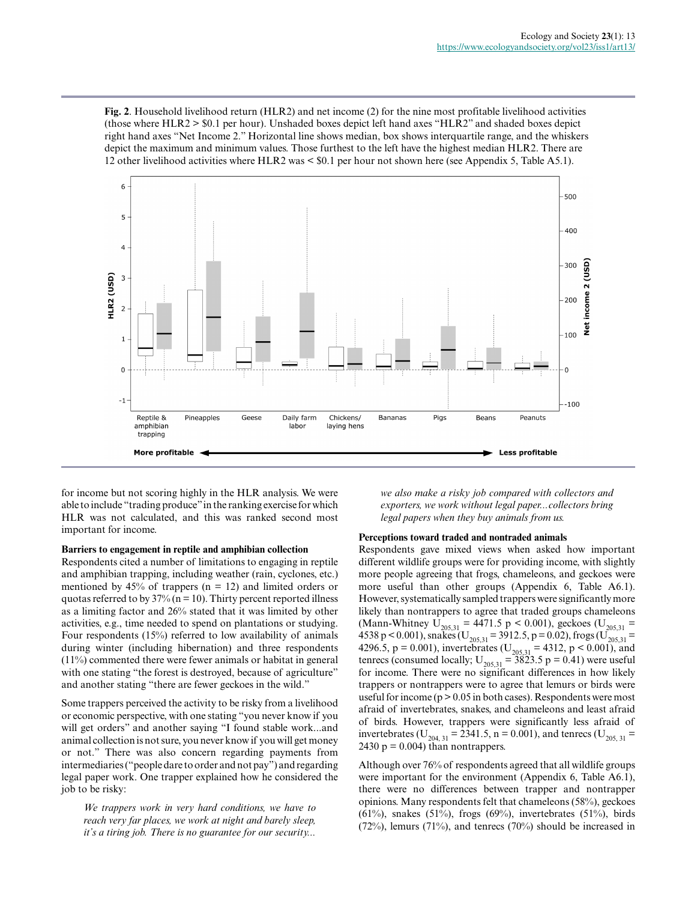**Fig. 2**. Household livelihood return (HLR2) and net income (2) for the nine most profitable livelihood activities (those where HLR2 > \$0.1 per hour). Unshaded boxes depict left hand axes "HLR2" and shaded boxes depict right hand axes "Net Income 2." Horizontal line shows median, box shows interquartile range, and the whiskers depict the maximum and minimum values. Those furthest to the left have the highest median HLR2. There are 12 other livelihood activities where HLR2 was < \$0.1 per hour not shown here (see Appendix 5, Table A5.1).

HLR2 (USD)

-1
0
1
2
3
4
5
6

Net income 2 (USD)

-100
0
100
200
300
400
500

Reptile & amphibian trapping
Pineapples
Geese
Daily farm labor
Chickens/ laying hens
Bananas
Pigs
Beans
Peanuts

More profitable
Less profitable

for income but not scoring highly in the HLR analysis. We were able to include "trading produce" in the ranking exercise for which HLR was not calculated, and this was ranked second most important for income.

### Barriers to engagement in reptile and amphibian collection

Respondents cited a number of limitations to engaging in reptile and amphibian trapping, including weather (rain, cyclones, etc.) mentioned by 45% of trappers (n = 12) and limited orders or quotas referred to by 37% (n = 10). Thirty percent reported illness as a limiting factor and 26% stated that it was limited by other activities, e.g., time needed to spend on plantations or studying. Four respondents (15%) referred to low availability of animals during winter (including hibernation) and three respondents (11%) commented there were fewer animals or habitat in general with one stating "the forest is destroyed, because of agriculture" and another stating "there are fewer geckoes in the wild."

Some trappers perceived the activity to be risky from a livelihood or economic perspective, with one stating "you never know if you will get orders" and another saying "I found stable work...and animal collection is not sure, you never know if you will get money or not." There was also concern regarding payments from intermediaries ("people dare to order and not pay") and regarding legal paper work. One trapper explained how he considered the job to be risky:

> *We trappers work in very hard conditions, we have to reach very far places, we work at night and barely sleep, it's a tiring job. There is no guarantee for our security... we also make a risky job compared with collectors and exporters, we work without legal paper...collectors bring legal papers when they buy animals from us.*

### Perceptions toward traded and nontraded animals

Respondents gave mixed views when asked how important different wildlife groups were for providing income, with slightly more people agreeing that frogs, chameleons, and geckoes were more useful than other groups (Appendix 6, Table A6.1). However, systematically sampled trappers were significantly more likely than nontrappers to agree that traded groups chameleons (Mann-Whitney $U_{205,31}$ = 4471.5 $p < 0.001$), geckoes ($U_{205,31}$ = 4538 $p < 0.001$), snakes ($U_{205,31}$ = 3912.5, $p = 0.02$), frogs ($U_{205,31}$ = 4296.5, $p = 0.001$), invertebrates ($U_{205,31}$ = 4312, $p < 0.001$), and tenrecs (consumed locally; $U_{205,31}$ = 3823.5 $p = 0.41$) were useful for income. There were no significant differences in how likely trappers or nontrappers were to agree that lemurs or birds were useful for income ($p > 0.05$ in both cases). Respondents were most afraid of invertebrates, snakes, and chameleons and least afraid of birds. However, trappers were significantly less afraid of invertebrates ($U_{204, 31}$ = 2341.5, n = 0.001), and tenrecs ($U_{205, 31}$ = 2430 $p = 0.004$) than nontrappers.

Although over 76% of respondents agreed that all wildlife groups were important for the environment (Appendix 6, Table A6.1), there were no differences between trapper and nontrapper opinions. Many respondents felt that chameleons (58%), geckoes (61%), snakes (51%), frogs (69%), invertebrates (51%), birds (72%), lemurs (71%), and tenrecs (70%) should be increased in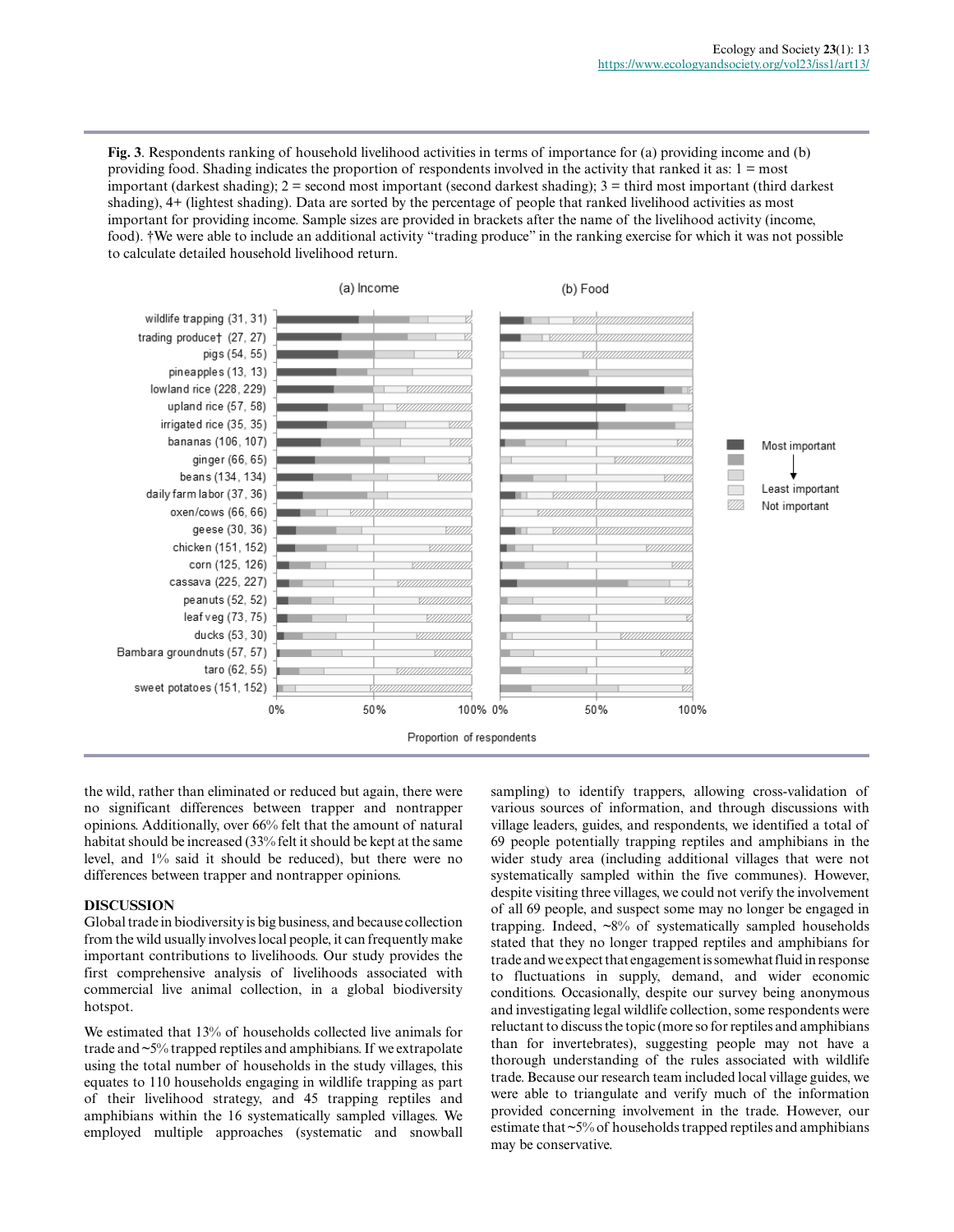**Fig. 3**. Respondents ranking of household livelihood activities in terms of importance for (a) providing income and (b) providing food. Shading indicates the proportion of respondents involved in the activity that ranked it as: 1 = most important (darkest shading); 2 = second most important (second darkest shading); 3 = third most important (third darkest shading), 4+ (lightest shading). Data are sorted by the percentage of people that ranked livelihood activities as most important for providing income. Sample sizes are provided in brackets after the name of the livelihood activity (income, food). †We were able to include an additional activity "trading produce" in the ranking exercise for which it was not possible to calculate detailed household livelihood return.

(a) Income

(b) Food

wildlife trapping (31, 31)
trading produce† (27, 27)
pigs (54, 55)
pineapples (13, 13)
lowland rice (228, 229)
upland rice (57, 58)
irrigated rice (35, 35)
bananas (106, 107)
ginger (66, 65)
beans (134, 134)
daily farm labor (37, 36)
oxen/cows (66, 66)
geese (30, 36)
chicken (151, 152)
corn (125, 126)
cassava (225, 227)
peanuts (52, 52)
leaf veg (73, 75)
ducks (53, 30)
Bambara groundnuts (57, 57)
taro (62, 55)
sweet potatoes (151, 152)

0% 50% 100% 0% 50% 100%

Proportion of respondents

Most important

Least important

Not important

the wild, rather than eliminated or reduced but again, there were no significant differences between trapper and nontrapper opinions. Additionally, over 66% felt that the amount of natural habitat should be increased (33% felt it should be kept at the same level, and 1% said it should be reduced), but there were no differences between trapper and nontrapper opinions.

## DISCUSSION

Global trade in biodiversity is big business, and because collection from the wild usually involves local people, it can frequently make important contributions to livelihoods. Our study provides the first comprehensive analysis of livelihoods associated with commercial live animal collection, in a global biodiversity hotspot.

We estimated that 13% of households collected live animals for trade and ~5% trapped reptiles and amphibians. If we extrapolate using the total number of households in the study villages, this equates to 110 households engaging in wildlife trapping as part of their livelihood strategy, and 45 trapping reptiles and amphibians within the 16 systematically sampled villages. We employed multiple approaches (systematic and snowball sampling) to identify trappers, allowing cross-validation of various sources of information, and through discussions with village leaders, guides, and respondents, we identified a total of 69 people potentially trapping reptiles and amphibians in the wider study area (including additional villages that were not systematically sampled within the five communes). However, despite visiting three villages, we could not verify the involvement of all 69 people, and suspect some may no longer be engaged in trapping. Indeed, ~8% of systematically sampled households stated that they no longer trapped reptiles and amphibians for trade and we expect that engagement is somewhat fluid in response to fluctuations in supply, demand, and wider economic conditions. Occasionally, despite our survey being anonymous and investigating legal wildlife collection, some respondents were reluctant to discuss the topic (more so for reptiles and amphibians than for invertebrates), suggesting people may not have a thorough understanding of the rules associated with wildlife trade. Because our research team included local village guides, we were able to triangulate and verify much of the information provided concerning involvement in the trade. However, our estimate that ~5% of households trapped reptiles and amphibians may be conservative.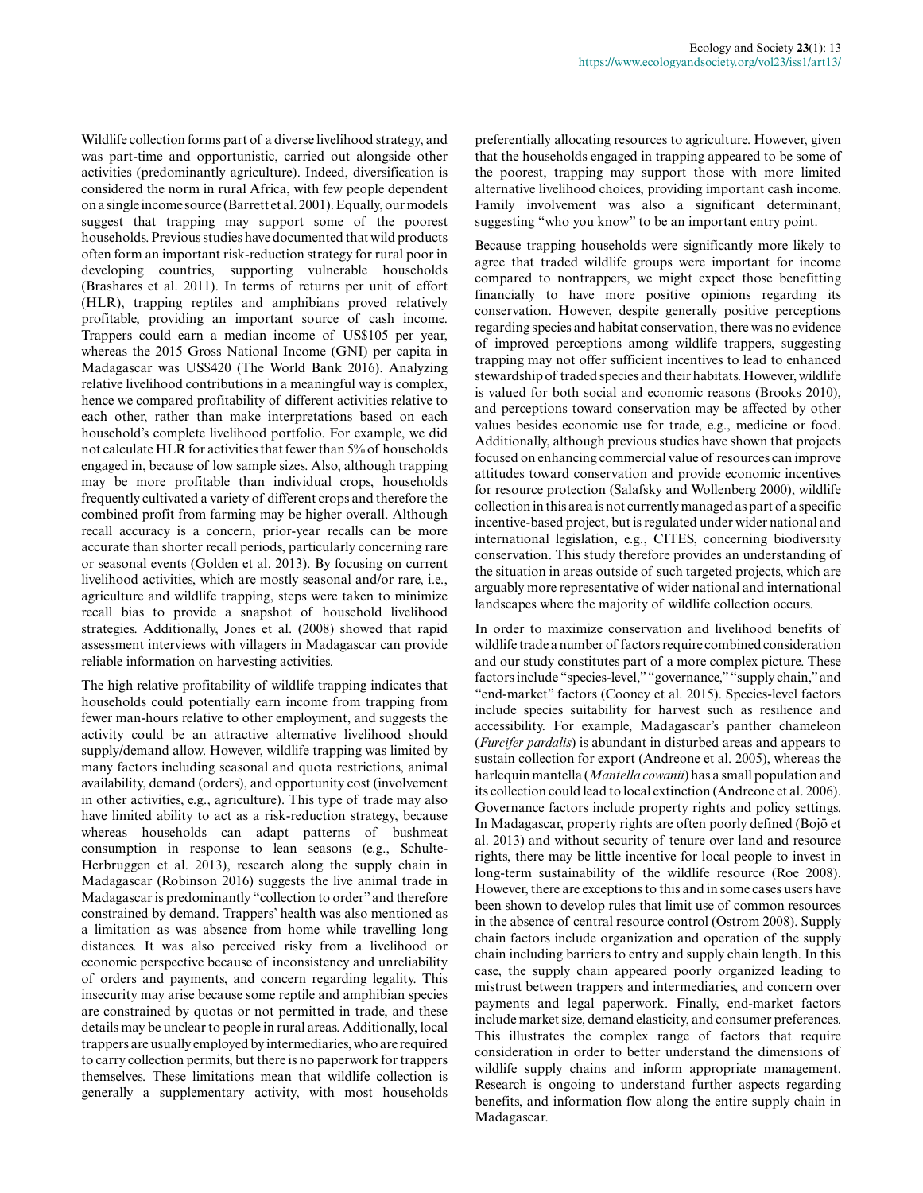Wildlife collection forms part of a diverse livelihood strategy, and was part-time and opportunistic, carried out alongside other activities (predominantly agriculture). Indeed, diversification is considered the norm in rural Africa, with few people dependent on a single income source (Barrett et al. 2001). Equally, our models suggest that trapping may support some of the poorest households. Previous studies have documented that wild products often form an important risk-reduction strategy for rural poor in developing countries, supporting vulnerable households (Brashares et al. 2011). In terms of returns per unit of effort (HLR), trapping reptiles and amphibians proved relatively profitable, providing an important source of cash income. Trappers could earn a median income of US$105 per year, whereas the 2015 Gross National Income (GNI) per capita in Madagascar was US$420 (The World Bank 2016). Analyzing relative livelihood contributions in a meaningful way is complex, hence we compared profitability of different activities relative to each other, rather than make interpretations based on each household's complete livelihood portfolio. For example, we did not calculate HLR for activities that fewer than 5% of households engaged in, because of low sample sizes. Also, although trapping may be more profitable than individual crops, households frequently cultivated a variety of different crops and therefore the combined profit from farming may be higher overall. Although recall accuracy is a concern, prior-year recalls can be more accurate than shorter recall periods, particularly concerning rare or seasonal events (Golden et al. 2013). By focusing on current livelihood activities, which are mostly seasonal and/or rare, i.e., agriculture and wildlife trapping, steps were taken to minimize recall bias to provide a snapshot of household livelihood strategies. Additionally, Jones et al. (2008) showed that rapid assessment interviews with villagers in Madagascar can provide reliable information on harvesting activities.

The high relative profitability of wildlife trapping indicates that households could potentially earn income from trapping from fewer man-hours relative to other employment, and suggests the activity could be an attractive alternative livelihood should supply/demand allow. However, wildlife trapping was limited by many factors including seasonal and quota restrictions, animal availability, demand (orders), and opportunity cost (involvement in other activities, e.g., agriculture). This type of trade may also have limited ability to act as a risk-reduction strategy, because whereas households can adapt patterns of bushmeat consumption in response to lean seasons (e.g., Schulte-Herbruggen et al. 2013), research along the supply chain in Madagascar (Robinson 2016) suggests the live animal trade in Madagascar is predominantly "collection to order" and therefore constrained by demand. Trappers' health was also mentioned as a limitation as was absence from home while travelling long distances. It was also perceived risky from a livelihood or economic perspective because of inconsistency and unreliability of orders and payments, and concern regarding legality. This insecurity may arise because some reptile and amphibian species are constrained by quotas or not permitted in trade, and these details may be unclear to people in rural areas. Additionally, local trappers are usually employed by intermediaries, who are required to carry collection permits, but there is no paperwork for trappers themselves. These limitations mean that wildlife collection is generally a supplementary activity, with most households preferentially allocating resources to agriculture. However, given that the households engaged in trapping appeared to be some of the poorest, trapping may support those with more limited alternative livelihood choices, providing important cash income. Family involvement was also a significant determinant, suggesting "who you know" to be an important entry point.

Because trapping households were significantly more likely to agree that traded wildlife groups were important for income compared to nontrappers, we might expect those benefitting financially to have more positive opinions regarding its conservation. However, despite generally positive perceptions regarding species and habitat conservation, there was no evidence of improved perceptions among wildlife trappers, suggesting trapping may not offer sufficient incentives to lead to enhanced stewardship of traded species and their habitats. However, wildlife is valued for both social and economic reasons (Brooks 2010), and perceptions toward conservation may be affected by other values besides economic use for trade, e.g., medicine or food. Additionally, although previous studies have shown that projects focused on enhancing commercial value of resources can improve attitudes toward conservation and provide economic incentives for resource protection (Salafsky and Wollenberg 2000), wildlife collection in this area is not currently managed as part of a specific incentive-based project, but is regulated under wider national and international legislation, e.g., CITES, concerning biodiversity conservation. This study therefore provides an understanding of the situation in areas outside of such targeted projects, which are arguably more representative of wider national and international landscapes where the majority of wildlife collection occurs.

In order to maximize conservation and livelihood benefits of wildlife trade a number of factors require combined consideration and our study constitutes part of a more complex picture. These factors include "species-level," "governance," "supply chain," and "end-market" factors (Cooney et al. 2015). Species-level factors include species suitability for harvest such as resilience and accessibility. For example, Madagascar's panther chameleon (*Furcifer pardalis*) is abundant in disturbed areas and appears to sustain collection for export (Andreone et al. 2005), whereas the harlequin mantella (*Mantella cowanii*) has a small population and its collection could lead to local extinction (Andreone et al. 2006). Governance factors include property rights and policy settings. In Madagascar, property rights are often poorly defined (Bojö et al. 2013) and without security of tenure over land and resource rights, there may be little incentive for local people to invest in long-term sustainability of the wildlife resource (Roe 2008). However, there are exceptions to this and in some cases users have been shown to develop rules that limit use of common resources in the absence of central resource control (Ostrom 2008). Supply chain factors include organization and operation of the supply chain including barriers to entry and supply chain length. In this case, the supply chain appeared poorly organized leading to mistrust between trappers and intermediaries, and concern over payments and legal paperwork. Finally, end-market factors include market size, demand elasticity, and consumer preferences. This illustrates the complex range of factors that require consideration in order to better understand the dimensions of wildlife supply chains and inform appropriate management. Research is ongoing to understand further aspects regarding benefits, and information flow along the entire supply chain in Madagascar.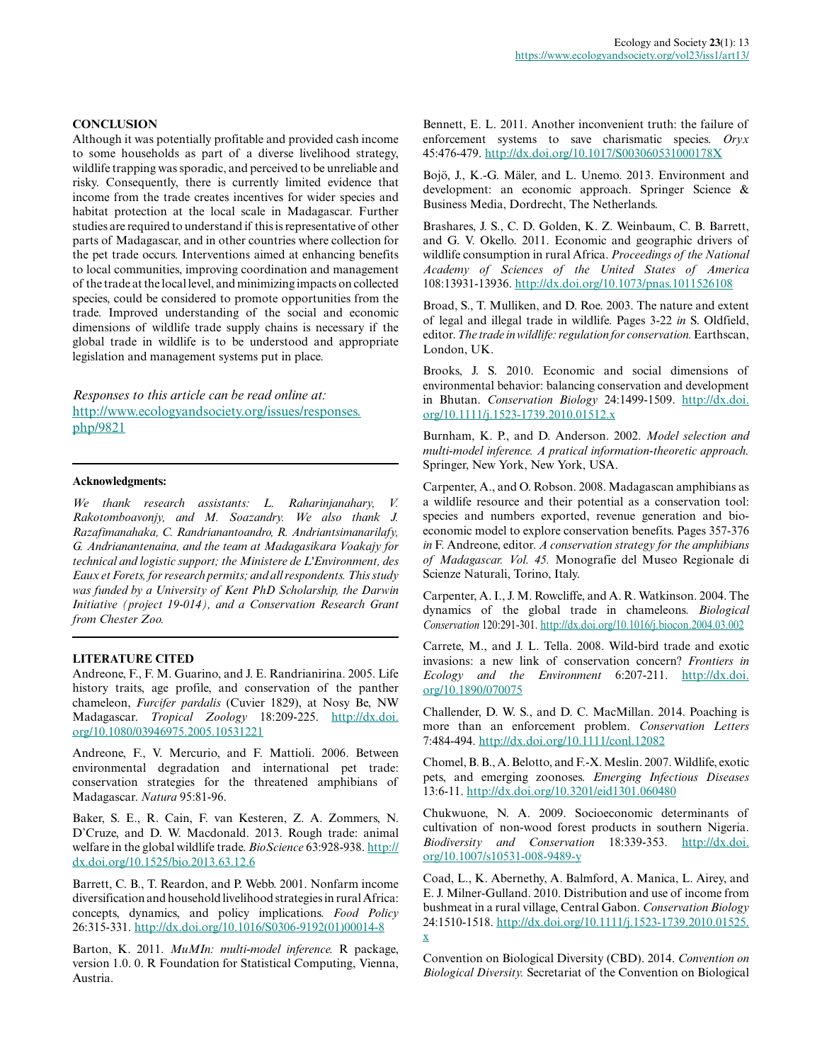## CONCLUSION

Although it was potentially profitable and provided cash income to some households as part of a diverse livelihood strategy, wildlife trapping was sporadic, and perceived to be unreliable and risky. Consequently, there is currently limited evidence that income from the trade creates incentives for wider species and habitat protection at the local scale in Madagascar. Further studies are required to understand if this is representative of other parts of Madagascar, and in other countries where collection for the pet trade occurs. Interventions aimed at enhancing benefits to local communities, improving coordination and management of the trade at the local level, and minimizing impacts on collected species, could be considered to promote opportunities from the trade. Improved understanding of the social and economic dimensions of wildlife trade supply chains is necessary if the global trade in wildlife is to be understood and appropriate legislation and management systems put in place.

*Responses to this article can be read online at:* http://www.ecologyandsociety.org/issues/responses.php/9821

**Acknowledgments:**

*We thank research assistants: L. Raharinjanahary, V. Rakotomboavonjy, and M. Soazandry. We also thank J. Razafimanahaka, C. Randrianantoandro, R. Andriantsimanarilafy, G. Andrianantenaina, and the team at Madagasikara Voakajy for technical and logistic support; the Ministere de L'Environment, des Eaux et Forets, for research permits; and all respondents. This study was funded by a University of Kent PhD Scholarship, the Darwin Initiative (project 19-014), and a Conservation Research Grant from Chester Zoo.*

## LITERATURE CITED

Andreone, F., F. M. Guarino, and J. E. Randrianirina. 2005. Life history traits, age profile, and conservation of the panther chameleon, *Furcifer pardalis* (Cuvier 1829), at Nosy Be, NW Madagascar. *Tropical Zoology* 18:209-225. http://dx.doi.org/10.1080/03946975.2005.10531221

Andreone, F., V. Mercurio, and F. Mattioli. 2006. Between environmental degradation and international pet trade: conservation strategies for the threatened amphibians of Madagascar. *Natura* 95:81-96.

Baker, S. E., R. Cain, F. van Kesteren, Z. A. Zommers, N. D'Cruze, and D. W. Macdonald. 2013. Rough trade: animal welfare in the global wildlife trade. *BioScience* 63:928-938. http://dx.doi.org/10.1525/bio.2013.63.12.6

Barrett, C. B., T. Reardon, and P. Webb. 2001. Nonfarm income diversification and household livelihood strategies in rural Africa: concepts, dynamics, and policy implications. *Food Policy* 26:315-331. http://dx.doi.org/10.1016/S0306-9192(01)00014-8

Barton, K. 2011. *MuMIn: multi-model inference.* R package, version 1.0. 0. R Foundation for Statistical Computing, Vienna, Austria.

Bennett, E. L. 2011. Another inconvenient truth: the failure of enforcement systems to save charismatic species. *Oryx* 45:476-479. http://dx.doi.org/10.1017/S003060531000178X

Bojö, J., K.-G. Mäler, and L. Unemo. 2013. Environment and development: an economic approach. Springer Science & Business Media, Dordrecht, The Netherlands.

Brashares, J. S., C. D. Golden, K. Z. Weinbaum, C. B. Barrett, and G. V. Okello. 2011. Economic and geographic drivers of wildlife consumption in rural Africa. *Proceedings of the National Academy of Sciences of the United States of America* 108:13931-13936. http://dx.doi.org/10.1073/pnas.1011526108

Broad, S., T. Mulliken, and D. Roe. 2003. The nature and extent of legal and illegal trade in wildlife. Pages 3-22 *in* S. Oldfield, editor. *The trade in wildlife: regulation for conservation.* Earthscan, London, UK.

Brooks, J. S. 2010. Economic and social dimensions of environmental behavior: balancing conservation and development in Bhutan. *Conservation Biology* 24:1499-1509. http://dx.doi.org/10.1111/j.1523-1739.2010.01512.x

Burnham, K. P., and D. Anderson. 2002. *Model selection and multi-model inference. A pratical information-theoretic approach.* Springer, New York, New York, USA.

Carpenter, A., and O. Robson. 2008. Madagascan amphibians as a wildlife resource and their potential as a conservation tool: species and numbers exported, revenue generation and bio-economic model to explore conservation benefits. Pages 357-376 *in* F. Andreone, editor. *A conservation strategy for the amphibians of Madagascar. Vol. 45.* Monografie del Museo Regionale di Scienze Naturali, Torino, Italy.

Carpenter, A. I., J. M. Rowcliffe, and A. R. Watkinson. 2004. The dynamics of the global trade in chameleons. *Biological Conservation* 120:291-301. http://dx.doi.org/10.1016/j.biocon.2004.03.002

Carrete, M., and J. L. Tella. 2008. Wild-bird trade and exotic invasions: a new link of conservation concern? *Frontiers in Ecology and the Environment* 6:207-211. http://dx.doi.org/10.1890/070075

Challender, D. W. S., and D. C. MacMillan. 2014. Poaching is more than an enforcement problem. *Conservation Letters* 7:484-494. http://dx.doi.org/10.1111/conl.12082

Chomel, B. B., A. Belotto, and F.-X. Meslin. 2007. Wildlife, exotic pets, and emerging zoonoses. *Emerging Infectious Diseases* 13:6-11. http://dx.doi.org/10.3201/eid1301.060480

Chukwuone, N. A. 2009. Socioeconomic determinants of cultivation of non-wood forest products in southern Nigeria. *Biodiversity and Conservation* 18:339-353. http://dx.doi.org/10.1007/s10531-008-9489-y

Coad, L., K. Abernethy, A. Balmford, A. Manica, L. Airey, and E. J. Milner-Gulland. 2010. Distribution and use of income from bushmeat in a rural village, Central Gabon. *Conservation Biology* 24:1510-1518. http://dx.doi.org/10.1111/j.1523-1739.2010.01525.x

Convention on Biological Diversity (CBD). 2014. *Convention on Biological Diversity.* Secretariat of the Convention on Biological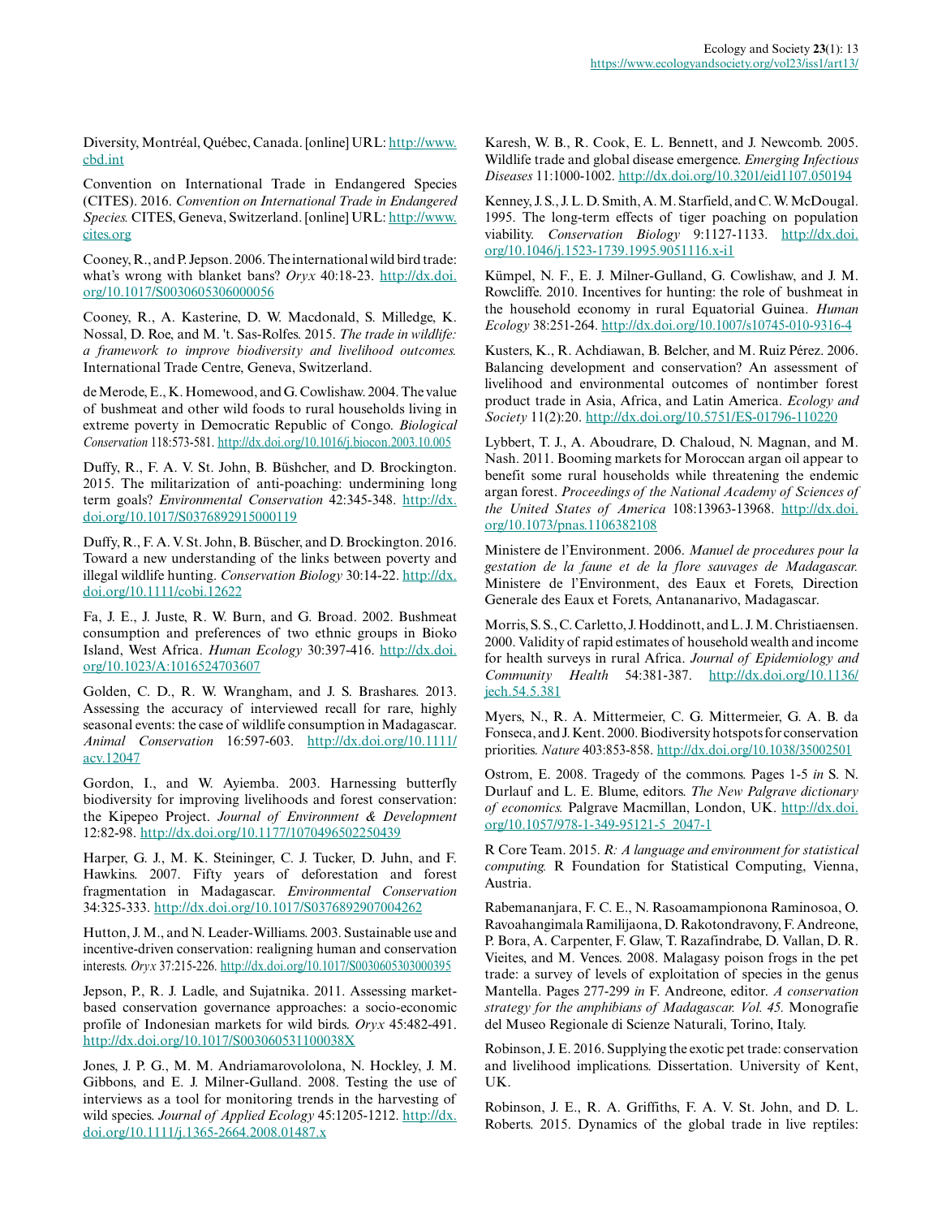Diversity, Montréal, Québec, Canada. [online] URL: http://www.cbd.int

Convention on International Trade in Endangered Species (CITES). 2016. *Convention on International Trade in Endangered Species.* CITES, Geneva, Switzerland. [online] URL: http://www.cites.org

Cooney, R., and P. Jepson. 2006. The international wild bird trade: what's wrong with blanket bans? *Oryx* 40:18-23. http://dx.doi.org/10.1017/S0030605306000056

Cooney, R., A. Kasterine, D. W. Macdonald, S. Milledge, K. Nossal, D. Roe, and M. 't. Sas-Rolfes. 2015. *The trade in wildlife: a framework to improve biodiversity and livelihood outcomes.* International Trade Centre, Geneva, Switzerland.

de Merode, E., K. Homewood, and G. Cowlishaw. 2004. The value of bushmeat and other wild foods to rural households living in extreme poverty in Democratic Republic of Congo. *Biological Conservation* 118:573-581. http://dx.doi.org/10.1016/j.biocon.2003.10.005

Duffy, R., F. A. V. St. John, B. Büshcher, and D. Brockington. 2015. The militarization of anti-poaching: undermining long term goals? *Environmental Conservation* 42:345-348. http://dx.doi.org/10.1017/S0376892915000119

Duffy, R., F. A. V. St. John, B. Büscher, and D. Brockington. 2016. Toward a new understanding of the links between poverty and illegal wildlife hunting. *Conservation Biology* 30:14-22. http://dx.doi.org/10.1111/cobi.12622

Fa, J. E., J. Juste, R. W. Burn, and G. Broad. 2002. Bushmeat consumption and preferences of two ethnic groups in Bioko Island, West Africa. *Human Ecology* 30:397-416. http://dx.doi.org/10.1023/A:1016524703607

Golden, C. D., R. W. Wrangham, and J. S. Brashares. 2013. Assessing the accuracy of interviewed recall for rare, highly seasonal events: the case of wildlife consumption in Madagascar. *Animal Conservation* 16:597-603. http://dx.doi.org/10.1111/acv.12047

Gordon, I., and W. Ayiemba. 2003. Harnessing butterfly biodiversity for improving livelihoods and forest conservation: the Kipepeo Project. *Journal of Environment & Development* 12:82-98. http://dx.doi.org/10.1177/1070496502250439

Harper, G. J., M. K. Steininger, C. J. Tucker, D. Juhn, and F. Hawkins. 2007. Fifty years of deforestation and forest fragmentation in Madagascar. *Environmental Conservation* 34:325-333. http://dx.doi.org/10.1017/S0376892907004262

Hutton, J. M., and N. Leader-Williams. 2003. Sustainable use and incentive-driven conservation: realigning human and conservation interests. *Oryx* 37:215-226. http://dx.doi.org/10.1017/S0030605303000395

Jepson, P., R. J. Ladle, and Sujatnika. 2011. Assessing market-based conservation governance approaches: a socio-economic profile of Indonesian markets for wild birds. *Oryx* 45:482-491. http://dx.doi.org/10.1017/S003060531100038X

Jones, J. P. G., M. M. Andriamarovololona, N. Hockley, J. M. Gibbons, and E. J. Milner-Gulland. 2008. Testing the use of interviews as a tool for monitoring trends in the harvesting of wild species. *Journal of Applied Ecology* 45:1205-1212. http://dx.doi.org/10.1111/j.1365-2664.2008.01487.x

Karesh, W. B., R. Cook, E. L. Bennett, and J. Newcomb. 2005. Wildlife trade and global disease emergence. *Emerging Infectious Diseases* 11:1000-1002. http://dx.doi.org/10.3201/eid1107.050194

Kenney, J. S., J. L. D. Smith, A. M. Starfield, and C. W. McDougal. 1995. The long-term effects of tiger poaching on population viability. *Conservation Biology* 9:1127-1133. http://dx.doi.org/10.1046/j.1523-1739.1995.9051116.x-i1

Kümpel, N. F., E. J. Milner-Gulland, G. Cowlishaw, and J. M. Rowcliffe. 2010. Incentives for hunting: the role of bushmeat in the household economy in rural Equatorial Guinea. *Human Ecology* 38:251-264. http://dx.doi.org/10.1007/s10745-010-9316-4

Kusters, K., R. Achdiawan, B. Belcher, and M. Ruiz Pérez. 2006. Balancing development and conservation? An assessment of livelihood and environmental outcomes of nontimber forest product trade in Asia, Africa, and Latin America. *Ecology and Society* 11(2):20. http://dx.doi.org/10.5751/ES-01796-110220

Lybbert, T. J., A. Aboudrare, D. Chaloud, N. Magnan, and M. Nash. 2011. Booming markets for Moroccan argan oil appear to benefit some rural households while threatening the endemic argan forest. *Proceedings of the National Academy of Sciences of the United States of America* 108:13963-13968. http://dx.doi.org/10.1073/pnas.1106382108

Ministere de l'Environment. 2006. *Manuel de procedures pour la gestation de la faune et de la flore sauvages de Madagascar.* Ministere de l'Environment, des Eaux et Forets, Direction Generale des Eaux et Forets, Antananarivo, Madagascar.

Morris, S. S., C. Carletto, J. Hoddinott, and L. J. M. Christiaensen. 2000. Validity of rapid estimates of household wealth and income for health surveys in rural Africa. *Journal of Epidemiology and Community Health* 54:381-387. http://dx.doi.org/10.1136/jech.54.5.381

Myers, N., R. A. Mittermeier, C. G. Mittermeier, G. A. B. da Fonseca, and J. Kent. 2000. Biodiversity hotspots for conservation priorities. *Nature* 403:853-858. http://dx.doi.org/10.1038/35002501

Ostrom, E. 2008. Tragedy of the commons. Pages 1-5 *in* S. N. Durlauf and L. E. Blume, editors. *The New Palgrave dictionary of economics.* Palgrave Macmillan, London, UK. http://dx.doi.org/10.1057/978-1-349-95121-5_2047-1

R Core Team. 2015. *R: A language and environment for statistical computing.* R Foundation for Statistical Computing, Vienna, Austria.

Rabemananjara, F. C. E., N. Rasoamampionona Raminosoa, O. Ravoahangimala Ramilijaona, D. Rakotondravony, F. Andreone, P. Bora, A. Carpenter, F. Glaw, T. Razafindrabe, D. Vallan, D. R. Vieites, and M. Vences. 2008. Malagasy poison frogs in the pet trade: a survey of levels of exploitation of species in the genus Mantella. Pages 277-299 *in* F. Andreone, editor. *A conservation strategy for the amphibians of Madagascar. Vol. 45.* Monografie del Museo Regionale di Scienze Naturali, Torino, Italy.

Robinson, J. E. 2016. Supplying the exotic pet trade: conservation and livelihood implications. Dissertation. University of Kent, UK.

Robinson, J. E., R. A. Griffiths, F. A. V. St. John, and D. L. Roberts. 2015. Dynamics of the global trade in live reptiles: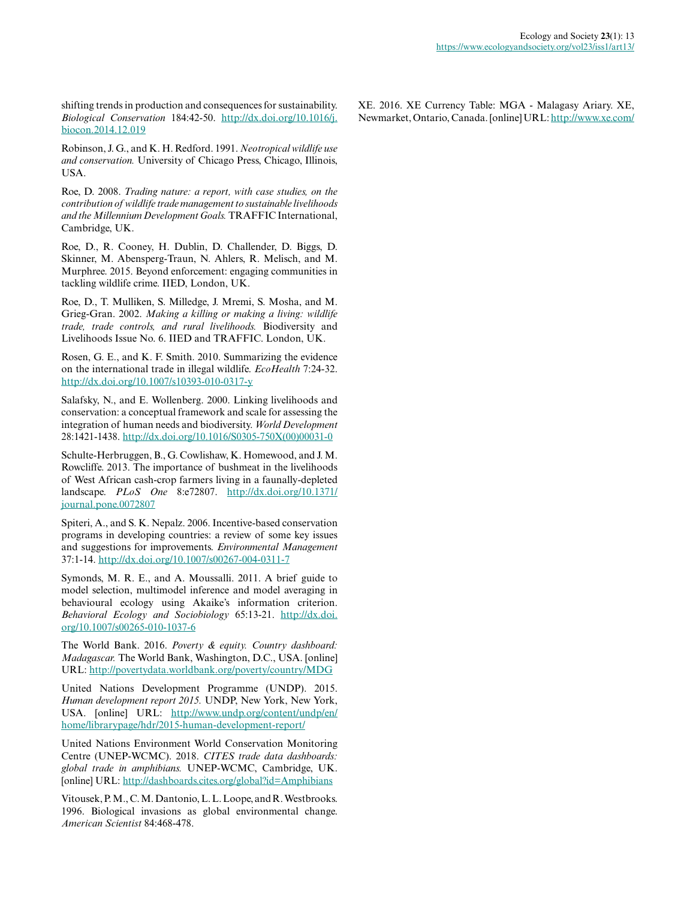shifting trends in production and consequences for sustainability. *Biological Conservation* 184:42-50. http://dx.doi.org/10.1016/j.biocon.2014.12.019

Robinson, J. G., and K. H. Redford. 1991. *Neotropical wildlife use and conservation.* University of Chicago Press, Chicago, Illinois, USA.

Roe, D. 2008. *Trading nature: a report, with case studies, on the contribution of wildlife trade management to sustainable livelihoods and the Millennium Development Goals.* TRAFFIC International, Cambridge, UK.

Roe, D., R. Cooney, H. Dublin, D. Challender, D. Biggs, D. Skinner, M. Abensperg-Traun, N. Ahlers, R. Melisch, and M. Murphree. 2015. Beyond enforcement: engaging communities in tackling wildlife crime. IIED, London, UK.

Roe, D., T. Mulliken, S. Milledge, J. Mremi, S. Mosha, and M. Grieg-Gran. 2002. *Making a killing or making a living: wildlife trade, trade controls, and rural livelihoods.* Biodiversity and Livelihoods Issue No. 6. IIED and TRAFFIC. London, UK.

Rosen, G. E., and K. F. Smith. 2010. Summarizing the evidence on the international trade in illegal wildlife. *EcoHealth* 7:24-32. http://dx.doi.org/10.1007/s10393-010-0317-y

Salafsky, N., and E. Wollenberg. 2000. Linking livelihoods and conservation: a conceptual framework and scale for assessing the integration of human needs and biodiversity. *World Development* 28:1421-1438. http://dx.doi.org/10.1016/S0305-750X(00)00031-0

Schulte-Herbruggen, B., G. Cowlishaw, K. Homewood, and J. M. Rowcliffe. 2013. The importance of bushmeat in the livelihoods of West African cash-crop farmers living in a faunally-depleted landscape. *PLoS One* 8:e72807. http://dx.doi.org/10.1371/journal.pone.0072807

Spiteri, A., and S. K. Nepalz. 2006. Incentive-based conservation programs in developing countries: a review of some key issues and suggestions for improvements. *Environmental Management* 37:1-14. http://dx.doi.org/10.1007/s00267-004-0311-7

Symonds, M. R. E., and A. Moussalli. 2011. A brief guide to model selection, multimodel inference and model averaging in behavioural ecology using Akaike's information criterion. *Behavioral Ecology and Sociobiology* 65:13-21. http://dx.doi.org/10.1007/s00265-010-1037-6

The World Bank. 2016. *Poverty & equity. Country dashboard: Madagascar.* The World Bank, Washington, D.C., USA. [online] URL: http://povertydata.worldbank.org/poverty/country/MDG

United Nations Development Programme (UNDP). 2015. *Human development report 2015.* UNDP, New York, New York, USA. [online] URL: http://www.undp.org/content/undp/en/home/librarypage/hdr/2015-human-development-report/

United Nations Environment World Conservation Monitoring Centre (UNEP-WCMC). 2018. *CITES trade data dashboards: global trade in amphibians.* UNEP-WCMC, Cambridge, UK. [online] URL: http://dashboards.cites.org/global?id=Amphibians

Vitousek, P. M., C. M. Dantonio, L. L. Loope, and R. Westbrooks. 1996. Biological invasions as global environmental change. *American Scientist* 84:468-478.

XE. 2016. XE Currency Table: MGA - Malagasy Ariary. XE, Newmarket, Ontario, Canada. [online] URL: http://www.xe.com/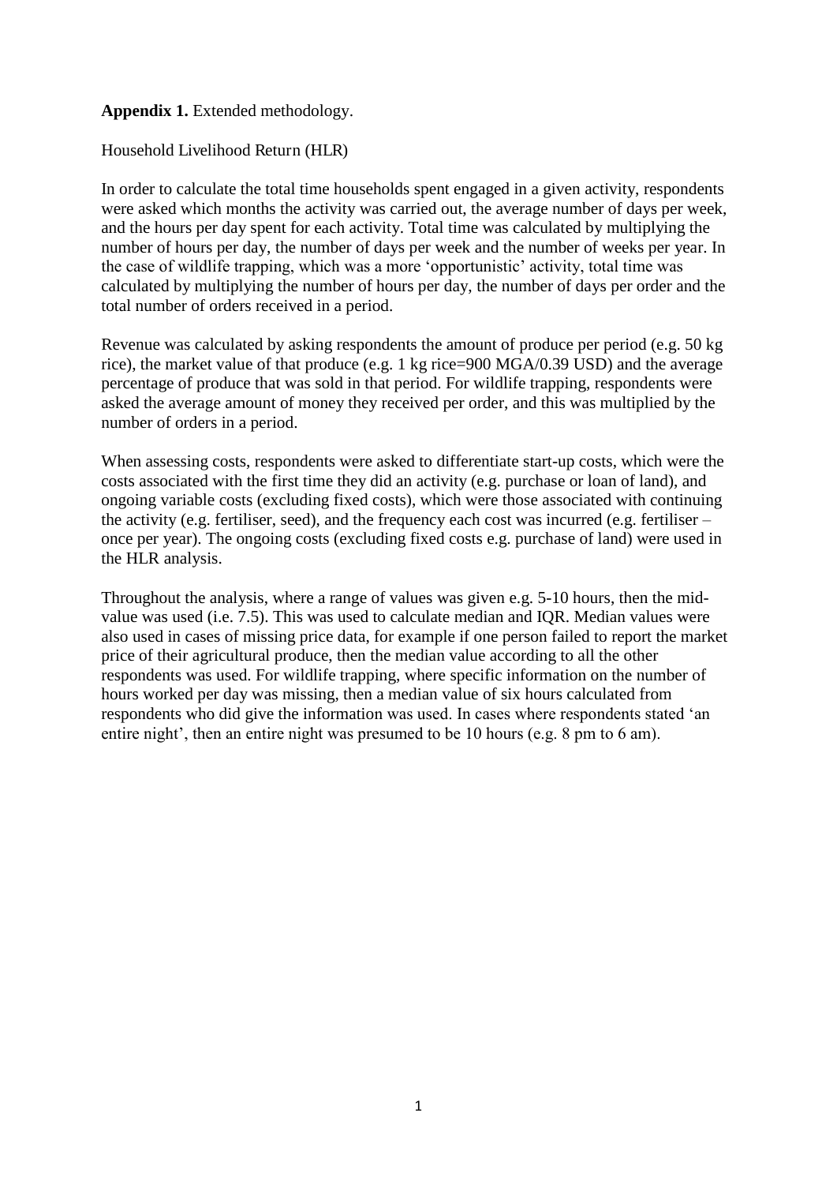**Appendix 1.** Extended methodology.

Household Livelihood Return (HLR)

In order to calculate the total time households spent engaged in a given activity, respondents were asked which months the activity was carried out, the average number of days per week, and the hours per day spent for each activity. Total time was calculated by multiplying the number of hours per day, the number of days per week and the number of weeks per year. In the case of wildlife trapping, which was a more 'opportunistic' activity, total time was calculated by multiplying the number of hours per day, the number of days per order and the total number of orders received in a period.

Revenue was calculated by asking respondents the amount of produce per period (e.g. 50 kg rice), the market value of that produce (e.g. 1 kg rice=900 MGA/0.39 USD) and the average percentage of produce that was sold in that period. For wildlife trapping, respondents were asked the average amount of money they received per order, and this was multiplied by the number of orders in a period.

When assessing costs, respondents were asked to differentiate start-up costs, which were the costs associated with the first time they did an activity (e.g. purchase or loan of land), and ongoing variable costs (excluding fixed costs), which were those associated with continuing the activity (e.g. fertiliser, seed), and the frequency each cost was incurred (e.g. fertiliser – once per year). The ongoing costs (excluding fixed costs e.g. purchase of land) were used in the HLR analysis.

Throughout the analysis, where a range of values was given e.g. 5-10 hours, then the mid-value was used (i.e. 7.5). This was used to calculate median and IQR. Median values were also used in cases of missing price data, for example if one person failed to report the market price of their agricultural produce, then the median value according to all the other respondents was used. For wildlife trapping, where specific information on the number of hours worked per day was missing, then a median value of six hours calculated from respondents who did give the information was used. In cases where respondents stated 'an entire night', then an entire night was presumed to be 10 hours (e.g. 8 pm to 6 am).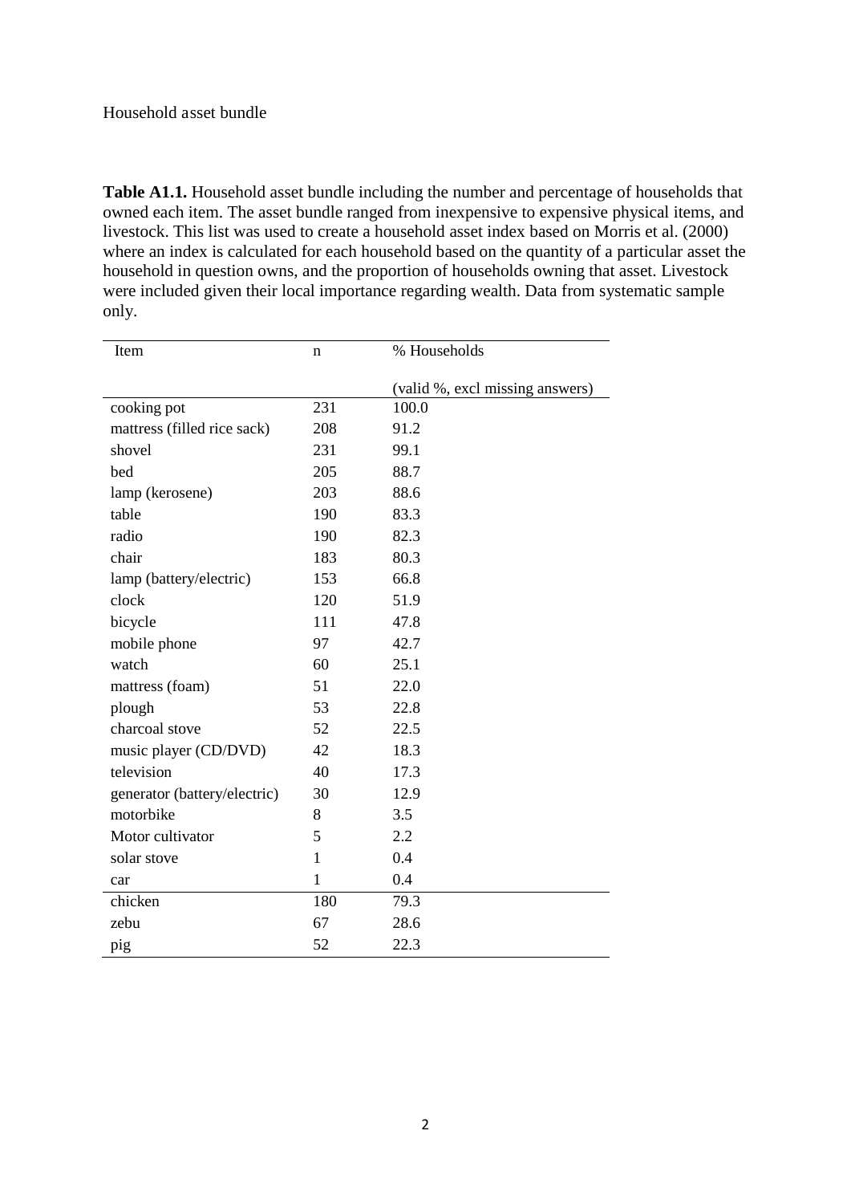Household asset bundle

**Table A1.1.** Household asset bundle including the number and percentage of households that owned each item. The asset bundle ranged from inexpensive to expensive physical items, and livestock. This list was used to create a household asset index based on Morris et al. (2000) where an index is calculated for each household based on the quantity of a particular asset the household in question owns, and the proportion of households owning that asset. Livestock were included given their local importance regarding wealth. Data from systematic sample only.

| Item | n | % Households (valid %, excl missing answers) |
|---|---|---|
| cooking pot | 231 | 100.0 |
| mattress (filled rice sack) | 208 | 91.2 |
| shovel | 231 | 99.1 |
| bed | 205 | 88.7 |
| lamp (kerosene) | 203 | 88.6 |
| table | 190 | 83.3 |
| radio | 190 | 82.3 |
| chair | 183 | 80.3 |
| lamp (battery/electric) | 153 | 66.8 |
| clock | 120 | 51.9 |
| bicycle | 111 | 47.8 |
| mobile phone | 97 | 42.7 |
| watch | 60 | 25.1 |
| mattress (foam) | 51 | 22.0 |
| plough | 53 | 22.8 |
| charcoal stove | 52 | 22.5 |
| music player (CD/DVD) | 42 | 18.3 |
| television | 40 | 17.3 |
| generator (battery/electric) | 30 | 12.9 |
| motorbike | 8 | 3.5 |
| Motor cultivator | 5 | 2.2 |
| solar stove | 1 | 0.4 |
| car | 1 | 0.4 |
| chicken | 180 | 79.3 |
| zebu | 67 | 28.6 |
| pig | 52 | 22.3 |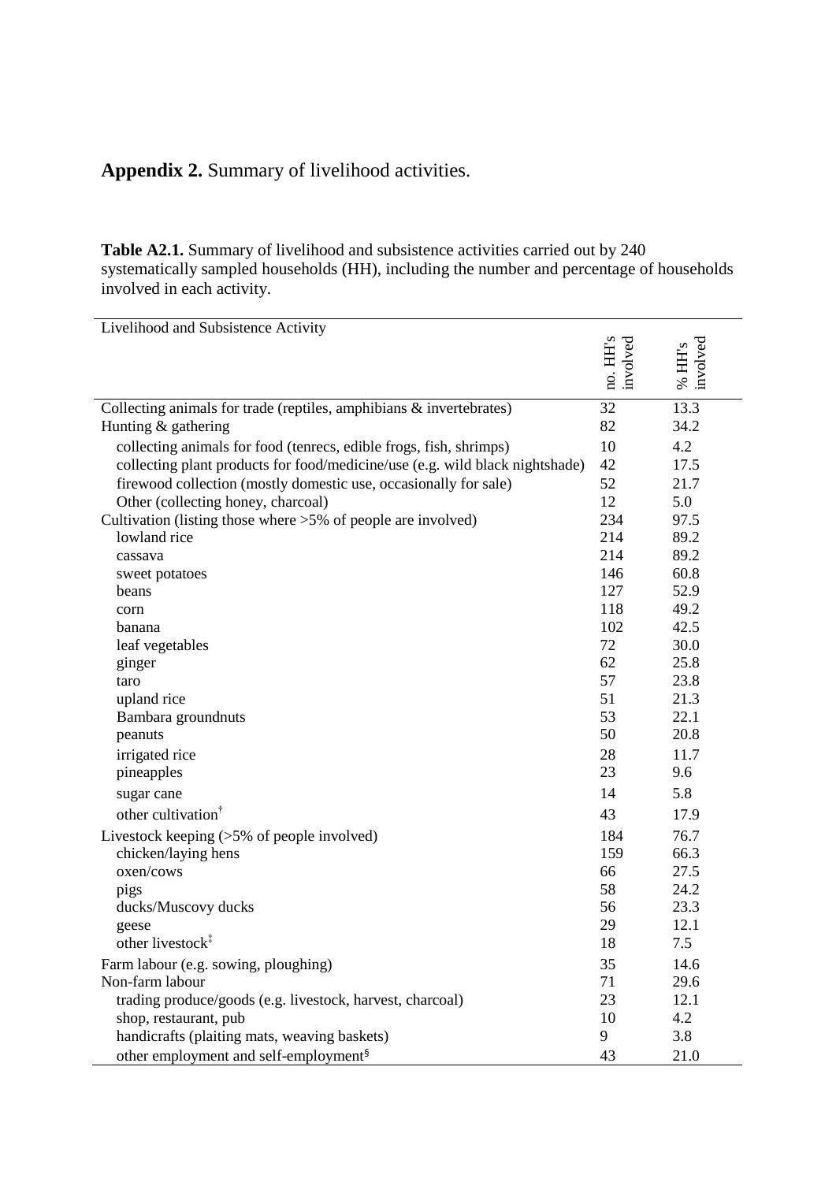## **Appendix 2.** Summary of livelihood activities.

**Table A2.1.** Summary of livelihood and subsistence activities carried out by 240 systematically sampled households (HH), including the number and percentage of households involved in each activity.

| Livelihood and Subsistence Activity | no. HH's involved | % HH's involved |
|---|---|---|
| Collecting animals for trade (reptiles, amphibians & invertebrates) | 32 | 13.3 |
| Hunting & gathering | 82 | 34.2 |
| collecting animals for food (tenrecs, edible frogs, fish, shrimps) | 10 | 4.2 |
| collecting plant products for food/medicine/use (e.g. wild black nightshade) | 42 | 17.5 |
| firewood collection (mostly domestic use, occasionally for sale) | 52 | 21.7 |
| Other (collecting honey, charcoal) | 12 | 5.0 |
| Cultivation (listing those where >5% of people are involved) | 234 | 97.5 |
| lowland rice | 214 | 89.2 |
| cassava | 214 | 89.2 |
| sweet potatoes | 146 | 60.8 |
| beans | 127 | 52.9 |
| corn | 118 | 49.2 |
| banana | 102 | 42.5 |
| leaf vegetables | 72 | 30.0 |
| ginger | 62 | 25.8 |
| taro | 57 | 23.8 |
| upland rice | 51 | 21.3 |
| Bambara groundnuts | 53 | 22.1 |
| peanuts | 50 | 20.8 |
| irrigated rice | 28 | 11.7 |
| pineapples | 23 | 9.6 |
| sugar cane | 14 | 5.8 |
| other cultivation[†] | 43 | 17.9 |
| Livestock keeping (>5% of people involved) | 184 | 76.7 |
| chicken/laying hens | 159 | 66.3 |
| oxen/cows | 66 | 27.5 |
| pigs | 58 | 24.2 |
| ducks/Muscovy ducks | 56 | 23.3 |
| geese | 29 | 12.1 |
| other livestock[‡] | 18 | 7.5 |
| Farm labour (e.g. sowing, ploughing) | 35 | 14.6 |
| Non-farm labour | 71 | 29.6 |
| trading produce/goods (e.g. livestock, harvest, charcoal) | 23 | 12.1 |
| shop, restaurant, pub | 10 | 4.2 |
| handicrafts (plaiting mats, weaving baskets) | 9 | 3.8 |
| other employment and self-employment[§] | 43 | 21.0 |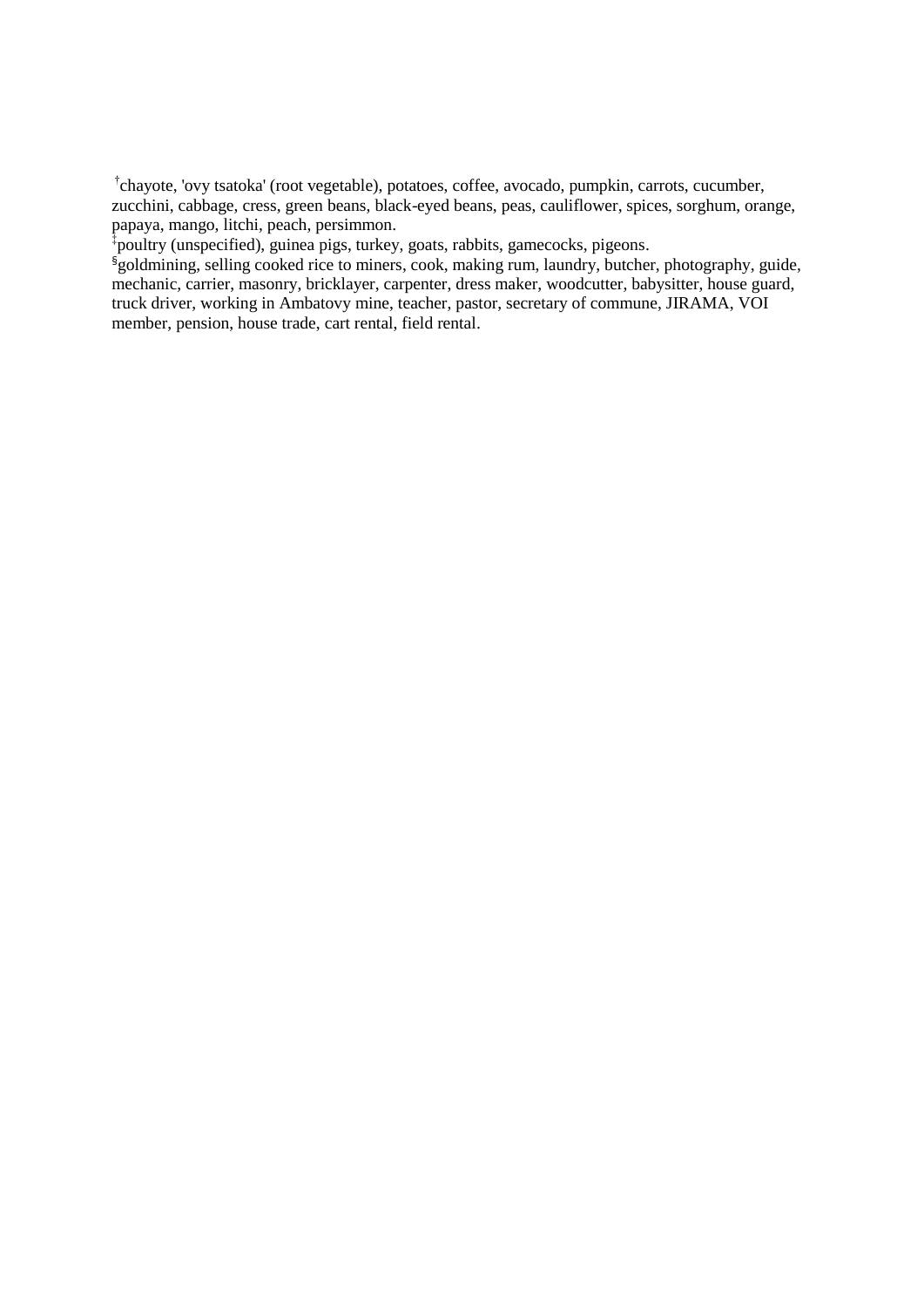[†]chayote, 'ovy tsatoka' (root vegetable), potatoes, coffee, avocado, pumpkin, carrots, cucumber, zucchini, cabbage, cress, green beans, black-eyed beans, peas, cauliflower, spices, sorghum, orange, papaya, mango, litchi, peach, persimmon.

[‡]poultry (unspecified), guinea pigs, turkey, goats, rabbits, gamecocks, pigeons.

[§]goldmining, selling cooked rice to miners, cook, making rum, laundry, butcher, photography, guide, mechanic, carrier, masonry, bricklayer, carpenter, dress maker, woodcutter, babysitter, house guard, truck driver, working in Ambatovy mine, teacher, pastor, secretary of commune, JIRAMA, VOI member, pension, house trade, cart rental, field rental.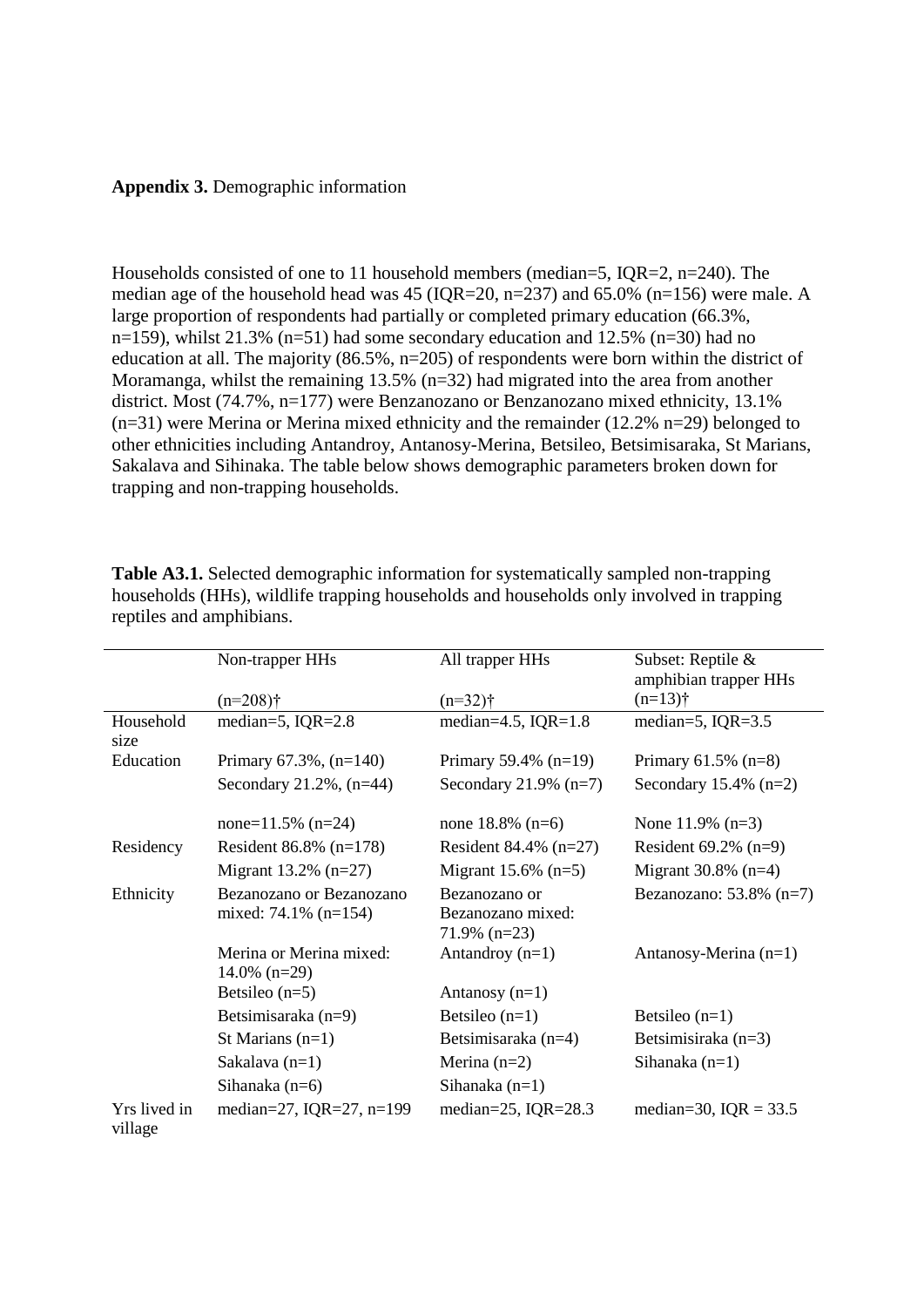**Appendix 3.** Demographic information

Households consisted of one to 11 household members (median=5, IQR=2, n=240). The median age of the household head was 45 (IQR=20, n=237) and 65.0% (n=156) were male. A large proportion of respondents had partially or completed primary education (66.3%, n=159), whilst 21.3% (n=51) had some secondary education and 12.5% (n=30) had no education at all. The majority (86.5%, n=205) of respondents were born within the district of Moramanga, whilst the remaining 13.5% (n=32) had migrated into the area from another district. Most (74.7%, n=177) were Benzanozano or Benzanozano mixed ethnicity, 13.1% (n=31) were Merina or Merina mixed ethnicity and the remainder (12.2% n=29) belonged to other ethnicities including Antandroy, Antanosy-Merina, Betsileo, Betsimisaraka, St Marians, Sakalava and Sihinaka. The table below shows demographic parameters broken down for trapping and non-trapping households.

**Table A3.1.** Selected demographic information for systematically sampled non-trapping households (HHs), wildlife trapping households and households only involved in trapping reptiles and amphibians.

| | Non-trapper HHs (n=208)† | All trapper HHs (n=32)† | Subset: Reptile & amphibian trapper HHs (n=13)† |
|---|---|---|---|
| Household size | median=5, IQR=2.8 | median=4.5, IQR=1.8 | median=5, IQR=3.5 |
| Education | Primary 67.3%, (n=140) | Primary 59.4% (n=19) | Primary 61.5% (n=8) |
| | Secondary 21.2%, (n=44) | Secondary 21.9% (n=7) | Secondary 15.4% (n=2) |
| | none=11.5% (n=24) | none 18.8% (n=6) | None 11.9% (n=3) |
| Residency | Resident 86.8% (n=178) | Resident 84.4% (n=27) | Resident 69.2% (n=9) |
| | Migrant 13.2% (n=27) | Migrant 15.6% (n=5) | Migrant 30.8% (n=4) |
| Ethnicity | Bezanozano or Bezanozano mixed: 74.1% (n=154) | Bezanozano or Bezanozano mixed: 71.9% (n=23) | Bezanozano: 53.8% (n=7) |
| | Merina or Merina mixed: 14.0% (n=29) | Antandroy (n=1) | Antanosy-Merina (n=1) |
| | Betsileo (n=5) | Antanosy (n=1) | |
| | Betsimisaraka (n=9) | Betsileo (n=1) | Betsileo (n=1) |
| | St Marians (n=1) | Betsimisaraka (n=4) | Betsimisiraka (n=3) |
| | Sakalava (n=1) | Merina (n=2) | Sihanaka (n=1) |
| | Sihanaka (n=6) | Sihanaka (n=1) | |
| Yrs lived in village | median=27, IQR=27, n=199 | median=25, IQR=28.3 | median=30, IQR = 33.5 |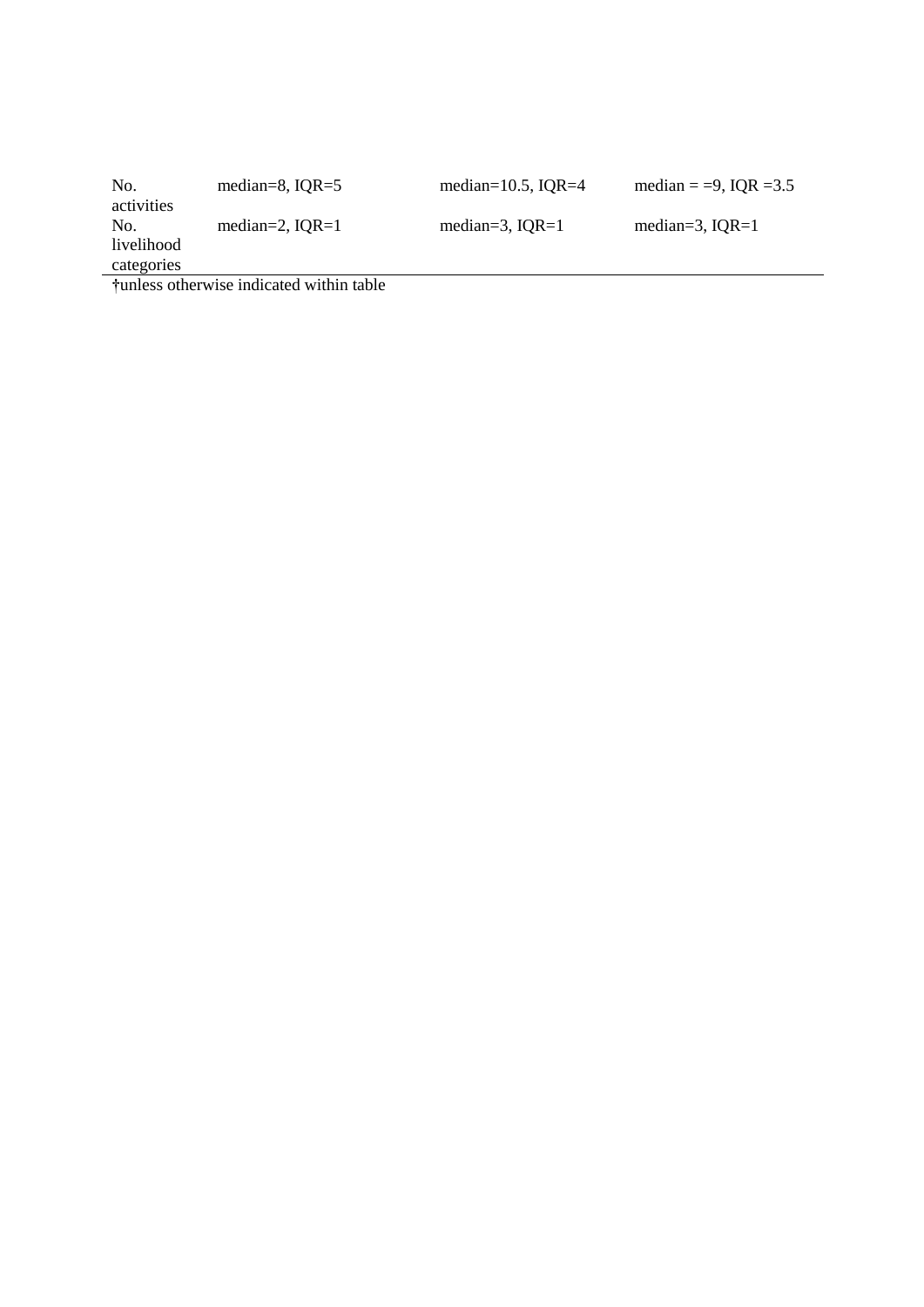| | | | |
|---|---|---|---|
| No. activities | median=8, IQR=5 | median=10.5, IQR=4 | median = =9, IQR =3.5 |
| No. livelihood categories | median=2, IQR=1 | median=3, IQR=1 | median=3, IQR=1 |

†unless otherwise indicated within table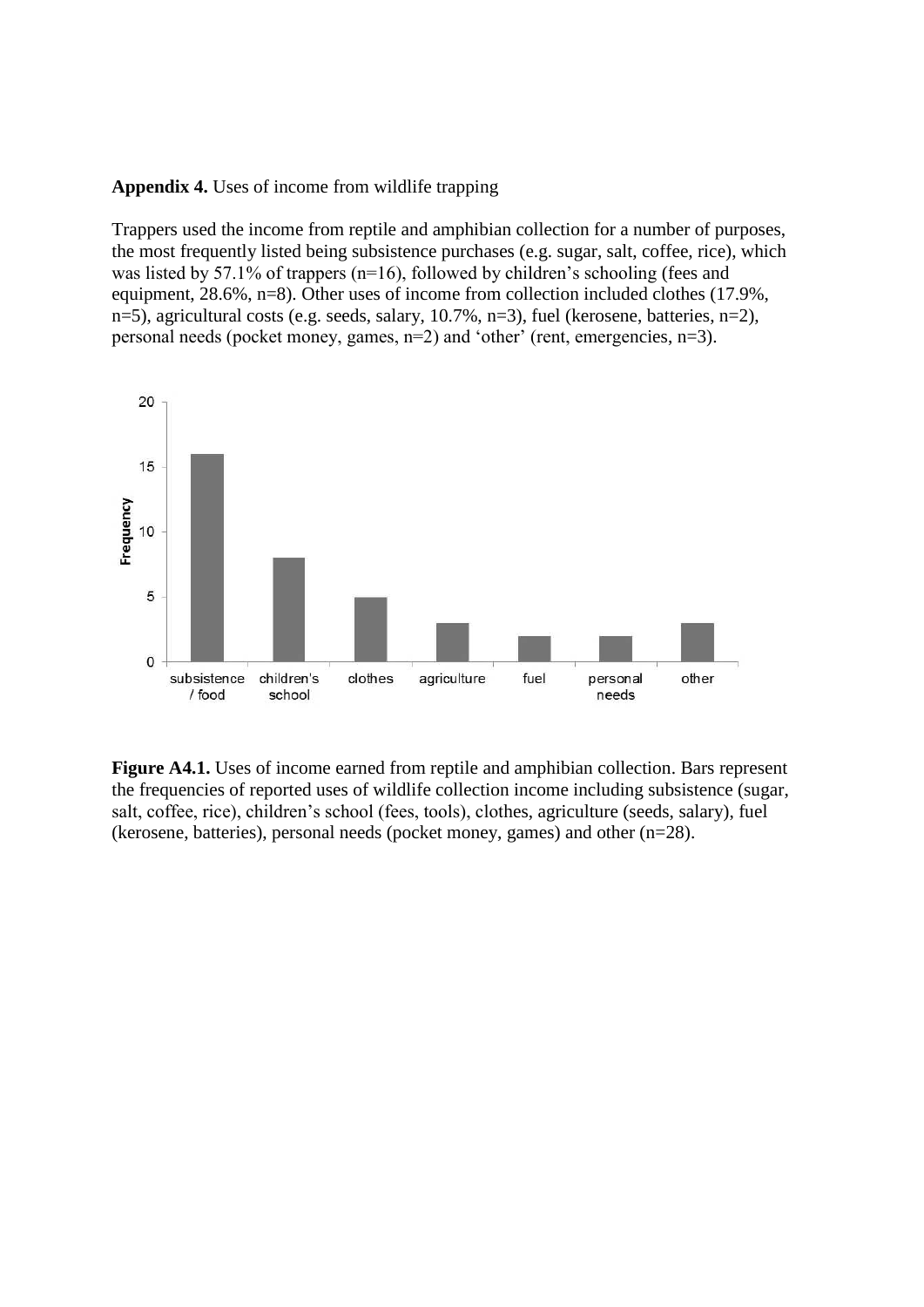**Appendix 4.** Uses of income from wildlife trapping

Trappers used the income from reptile and amphibian collection for a number of purposes, the most frequently listed being subsistence purchases (e.g. sugar, salt, coffee, rice), which was listed by 57.1% of trappers (n=16), followed by children's schooling (fees and equipment, 28.6%, n=8). Other uses of income from collection included clothes (17.9%, n=5), agricultural costs (e.g. seeds, salary, 10.7%, n=3), fuel (kerosene, batteries, n=2), personal needs (pocket money, games, n=2) and 'other' (rent, emergencies, n=3).

Frequency

20
15
10
5
0

subsistence / food
children's school
clothes
agriculture
fuel
personal needs
other

**Figure A4.1.** Uses of income earned from reptile and amphibian collection. Bars represent the frequencies of reported uses of wildlife collection income including subsistence (sugar, salt, coffee, rice), children's school (fees, tools), clothes, agriculture (seeds, salary), fuel (kerosene, batteries), personal needs (pocket money, games) and other (n=28).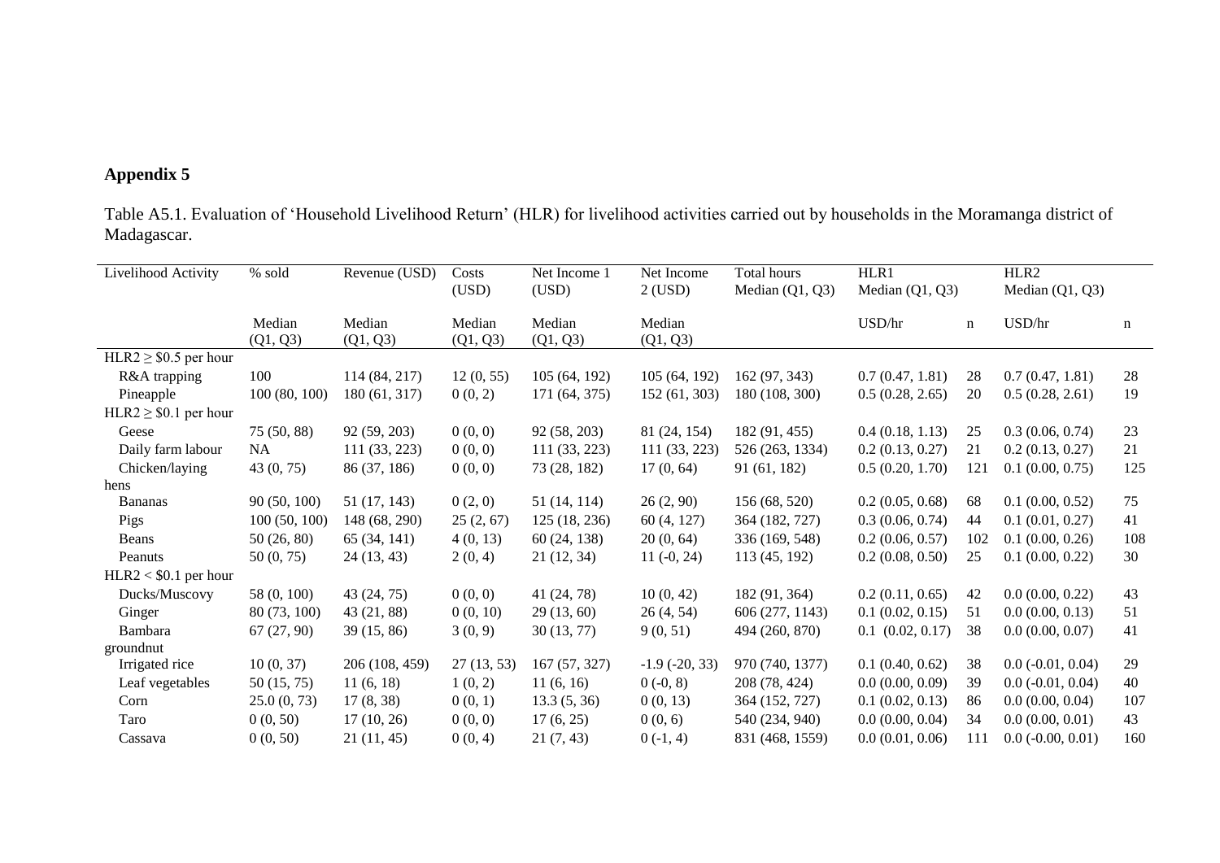**Appendix 5**

Table A5.1. Evaluation of 'Household Livelihood Return' (HLR) for livelihood activities carried out by households in the Moramanga district of Madagascar.

| Livelihood Activity | % sold | Revenue (USD) | Costs (USD) | Net Income 1 (USD) | Net Income 2 (USD) | Total hours Median (Q1, Q3) | HLR1 Median (Q1, Q3) | | HLR2 Median (Q1, Q3) | |
|---|---|---|---|---|---|---|---|---|---|---|
| | Median (Q1, Q3) | Median (Q1, Q3) | Median (Q1, Q3) | Median (Q1, Q3) | Median (Q1, Q3) | | USD/hr | n | USD/hr | n |
| HLR2 ≥ \$0.5 per hour | | | | | | | | | | |
| R&A trapping | 100 | 114 (84, 217) | 12 (0, 55) | 105 (64, 192) | 105 (64, 192) | 162 (97, 343) | 0.7 (0.47, 1.81) | 28 | 0.7 (0.47, 1.81) | 28 |
| Pineapple | 100 (80, 100) | 180 (61, 317) | 0 (0, 2) | 171 (64, 375) | 152 (61, 303) | 180 (108, 300) | 0.5 (0.28, 2.65) | 20 | 0.5 (0.28, 2.61) | 19 |
| HLR2 ≥ \$0.1 per hour | | | | | | | | | | |
| Geese | 75 (50, 88) | 92 (59, 203) | 0 (0, 0) | 92 (58, 203) | 81 (24, 154) | 182 (91, 455) | 0.4 (0.18, 1.13) | 25 | 0.3 (0.06, 0.74) | 23 |
| Daily farm labour | NA | 111 (33, 223) | 0 (0, 0) | 111 (33, 223) | 111 (33, 223) | 526 (263, 1334) | 0.2 (0.13, 0.27) | 21 | 0.2 (0.13, 0.27) | 21 |
| Chicken/laying hens | 43 (0, 75) | 86 (37, 186) | 0 (0, 0) | 73 (28, 182) | 17 (0, 64) | 91 (61, 182) | 0.5 (0.20, 1.70) | 121 | 0.1 (0.00, 0.75) | 125 |
| Bananas | 90 (50, 100) | 51 (17, 143) | 0 (2, 0) | 51 (14, 114) | 26 (2, 90) | 156 (68, 520) | 0.2 (0.05, 0.68) | 68 | 0.1 (0.00, 0.52) | 75 |
| Pigs | 100 (50, 100) | 148 (68, 290) | 25 (2, 67) | 125 (18, 236) | 60 (4, 127) | 364 (182, 727) | 0.3 (0.06, 0.74) | 44 | 0.1 (0.01, 0.27) | 41 |
| Beans | 50 (26, 80) | 65 (34, 141) | 4 (0, 13) | 60 (24, 138) | 20 (0, 64) | 336 (169, 548) | 0.2 (0.06, 0.57) | 102 | 0.1 (0.00, 0.26) | 108 |
| Peanuts | 50 (0, 75) | 24 (13, 43) | 2 (0, 4) | 21 (12, 34) | 11 (-0, 24) | 113 (45, 192) | 0.2 (0.08, 0.50) | 25 | 0.1 (0.00, 0.22) | 30 |
| HLR2 < \$0.1 per hour | | | | | | | | | | |
| Ducks/Muscovy | 58 (0, 100) | 43 (24, 75) | 0 (0, 0) | 41 (24, 78) | 10 (0, 42) | 182 (91, 364) | 0.2 (0.11, 0.65) | 42 | 0.0 (0.00, 0.22) | 43 |
| Ginger | 80 (73, 100) | 43 (21, 88) | 0 (0, 10) | 29 (13, 60) | 26 (4, 54) | 606 (277, 1143) | 0.1 (0.02, 0.15) | 51 | 0.0 (0.00, 0.13) | 51 |
| Bambara groundnut | 67 (27, 90) | 39 (15, 86) | 3 (0, 9) | 30 (13, 77) | 9 (0, 51) | 494 (260, 870) | 0.1 (0.02, 0.17) | 38 | 0.0 (0.00, 0.07) | 41 |
| Irrigated rice | 10 (0, 37) | 206 (108, 459) | 27 (13, 53) | 167 (57, 327) | -1.9 (-20, 33) | 970 (740, 1377) | 0.1 (0.40, 0.62) | 38 | 0.0 (-0.01, 0.04) | 29 |
| Leaf vegetables | 50 (15, 75) | 11 (6, 18) | 1 (0, 2) | 11 (6, 16) | 0 (-0, 8) | 208 (78, 424) | 0.0 (0.00, 0.09) | 39 | 0.0 (-0.01, 0.04) | 40 |
| Corn | 25.0 (0, 73) | 17 (8, 38) | 0 (0, 1) | 13.3 (5, 36) | 0 (0, 13) | 364 (152, 727) | 0.1 (0.02, 0.13) | 86 | 0.0 (0.00, 0.04) | 107 |
| Taro | 0 (0, 50) | 17 (10, 26) | 0 (0, 0) | 17 (6, 25) | 0 (0, 6) | 540 (234, 940) | 0.0 (0.00, 0.04) | 34 | 0.0 (0.00, 0.01) | 43 |
| Cassava | 0 (0, 50) | 21 (11, 45) | 0 (0, 4) | 21 (7, 43) | 0 (-1, 4) | 831 (468, 1559) | 0.0 (0.01, 0.06) | 111 | 0.0 (-0.00, 0.01) | 160 |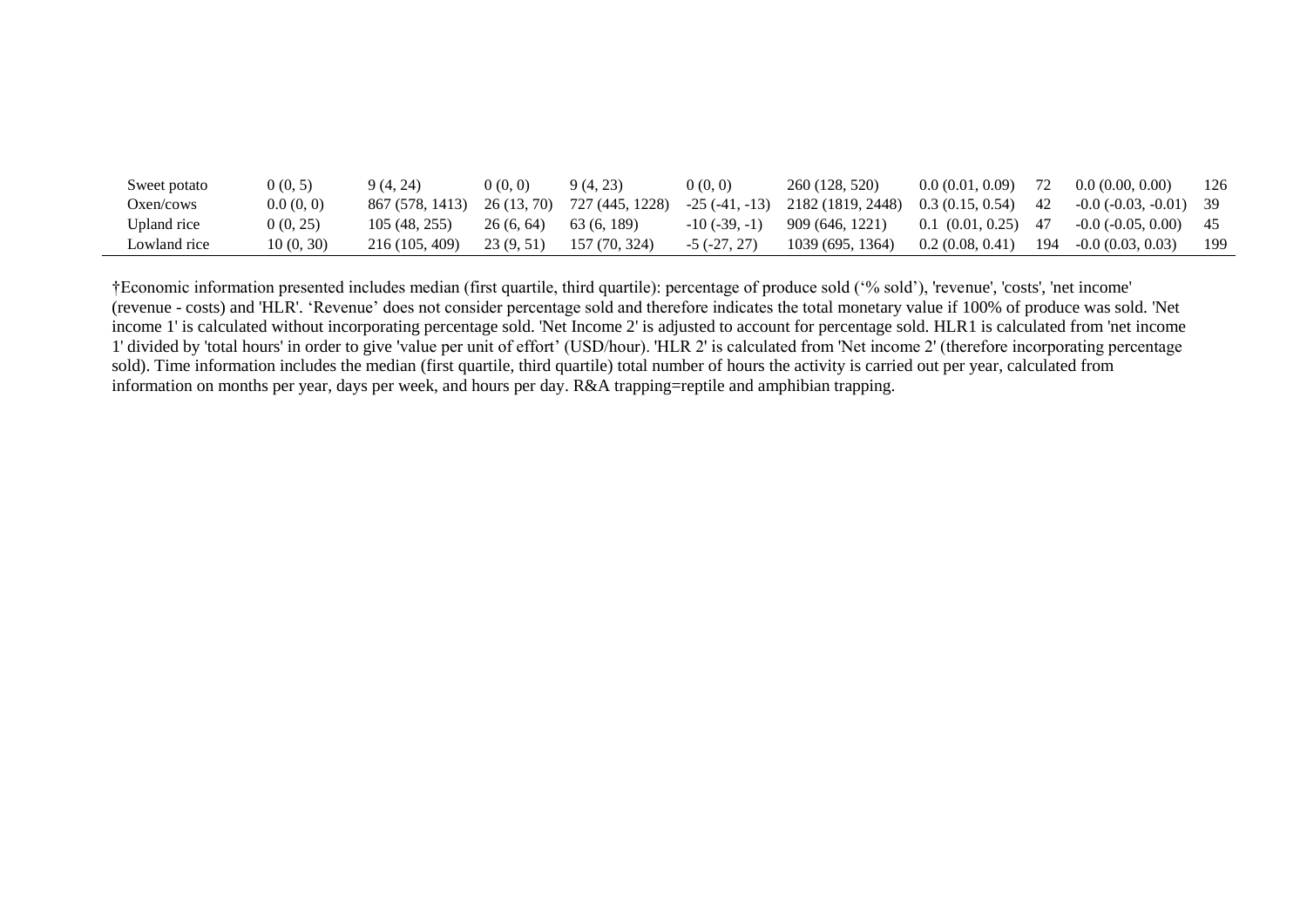| | | | | | | | | | | |
|---|---|---|---|---|---|---|---|---|---|---|
| Sweet potato | 0 (0, 5) | 9 (4, 24) | 0 (0, 0) | 9 (4, 23) | 0 (0, 0) | 260 (128, 520) | 0.0 (0.01, 0.09) | 72 | 0.0 (0.00, 0.00) | 126 |
| Oxen/cows | 0.0 (0, 0) | 867 (578, 1413) | 26 (13, 70) | 727 (445, 1228) | -25 (-41, -13) | 2182 (1819, 2448) | 0.3 (0.15, 0.54) | 42 | -0.0 (-0.03, -0.01) | 39 |
| Upland rice | 0 (0, 25) | 105 (48, 255) | 26 (6, 64) | 63 (6, 189) | -10 (-39, -1) | 909 (646, 1221) | 0.1 (0.01, 0.25) | 47 | -0.0 (-0.05, 0.00) | 45 |
| Lowland rice | 10 (0, 30) | 216 (105, 409) | 23 (9, 51) | 157 (70, 324) | -5 (-27, 27) | 1039 (695, 1364) | 0.2 (0.08, 0.41) | 194 | -0.0 (0.03, 0.03) | 199 |

†Economic information presented includes median (first quartile, third quartile): percentage of produce sold ('% sold'), 'revenue', 'costs', 'net income' (revenue - costs) and 'HLR'. 'Revenue' does not consider percentage sold and therefore indicates the total monetary value if 100% of produce was sold. 'Net income 1' is calculated without incorporating percentage sold. 'Net Income 2' is adjusted to account for percentage sold. HLR1 is calculated from 'net income 1' divided by 'total hours' in order to give 'value per unit of effort' (USD/hour). 'HLR 2' is calculated from 'Net income 2' (therefore incorporating percentage sold). Time information includes the median (first quartile, third quartile) total number of hours the activity is carried out per year, calculated from information on months per year, days per week, and hours per day. R&A trapping=reptile and amphibian trapping.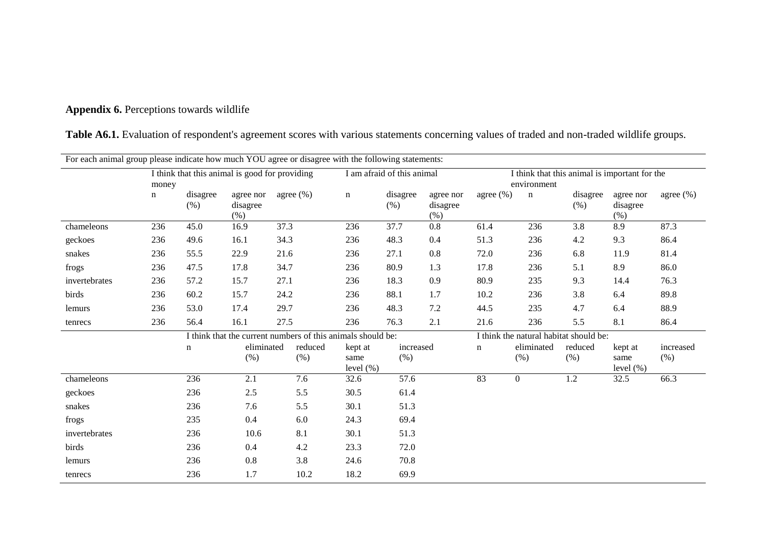**Appendix 6.** Perceptions towards wildlife

**Table A6.1.** Evaluation of respondent's agreement scores with various statements concerning values of traded and non-traded wildlife groups.

| For each animal group please indicate how much YOU agree or disagree with the following statements: | | | | | | | | | | | | |
|---|---|---|---|---|---|---|---|---|---|---|---|---|
| | I think that this animal is good for providing money | | | | I am afraid of this animal | | | | I think that this animal is important for the environment | | | |
| | n | disagree (%) | agree nor disagree (%) | agree (%) | n | disagree (%) | agree nor disagree (%) | agree (%) | n | disagree (%) | agree nor disagree (%) | agree (%) |
| chameleons | 236 | 45.0 | 16.9 | 37.3 | 236 | 37.7 | 0.8 | 61.4 | 236 | 3.8 | 8.9 | 87.3 |
| geckoes | 236 | 49.6 | 16.1 | 34.3 | 236 | 48.3 | 0.4 | 51.3 | 236 | 4.2 | 9.3 | 86.4 |
| snakes | 236 | 55.5 | 22.9 | 21.6 | 236 | 27.1 | 0.8 | 72.0 | 236 | 6.8 | 11.9 | 81.4 |
| frogs | 236 | 47.5 | 17.8 | 34.7 | 236 | 80.9 | 1.3 | 17.8 | 236 | 5.1 | 8.9 | 86.0 |
| invertebrates | 236 | 57.2 | 15.7 | 27.1 | 236 | 18.3 | 0.9 | 80.9 | 235 | 9.3 | 14.4 | 76.3 |
| birds | 236 | 60.2 | 15.7 | 24.2 | 236 | 88.1 | 1.7 | 10.2 | 236 | 3.8 | 6.4 | 89.8 |
| lemurs | 236 | 53.0 | 17.4 | 29.7 | 236 | 48.3 | 7.2 | 44.5 | 235 | 4.7 | 6.4 | 88.9 |
| tenrecs | 236 | 56.4 | 16.1 | 27.5 | 236 | 76.3 | 2.1 | 21.6 | 236 | 5.5 | 8.1 | 86.4 |

| | I think that the current numbers of this animals should be: | | | | | I think the natural habitat should be: | | | | |
|---|---|---|---|---|---|---|---|---|---|---|
| | n | eliminated (%) | reduced (%) | kept at same level (%) | increased (%) | n | eliminated (%) | reduced (%) | kept at same level (%) | increased (%) |
| chameleons | 236 | 2.1 | 7.6 | 32.6 | 57.6 | 83 | 0 | 1.2 | 32.5 | 66.3 |
| geckoes | 236 | 2.5 | 5.5 | 30.5 | 61.4 | | | | | |
| snakes | 236 | 7.6 | 5.5 | 30.1 | 51.3 | | | | | |
| frogs | 235 | 0.4 | 6.0 | 24.3 | 69.4 | | | | | |
| invertebrates | 236 | 10.6 | 8.1 | 30.1 | 51.3 | | | | | |
| birds | 236 | 0.4 | 4.2 | 23.3 | 72.0 | | | | | |
| lemurs | 236 | 0.8 | 3.8 | 24.6 | 70.8 | | | | | |
| tenrecs | 236 | 1.7 | 10.2 | 18.2 | 69.9 | | | | | |